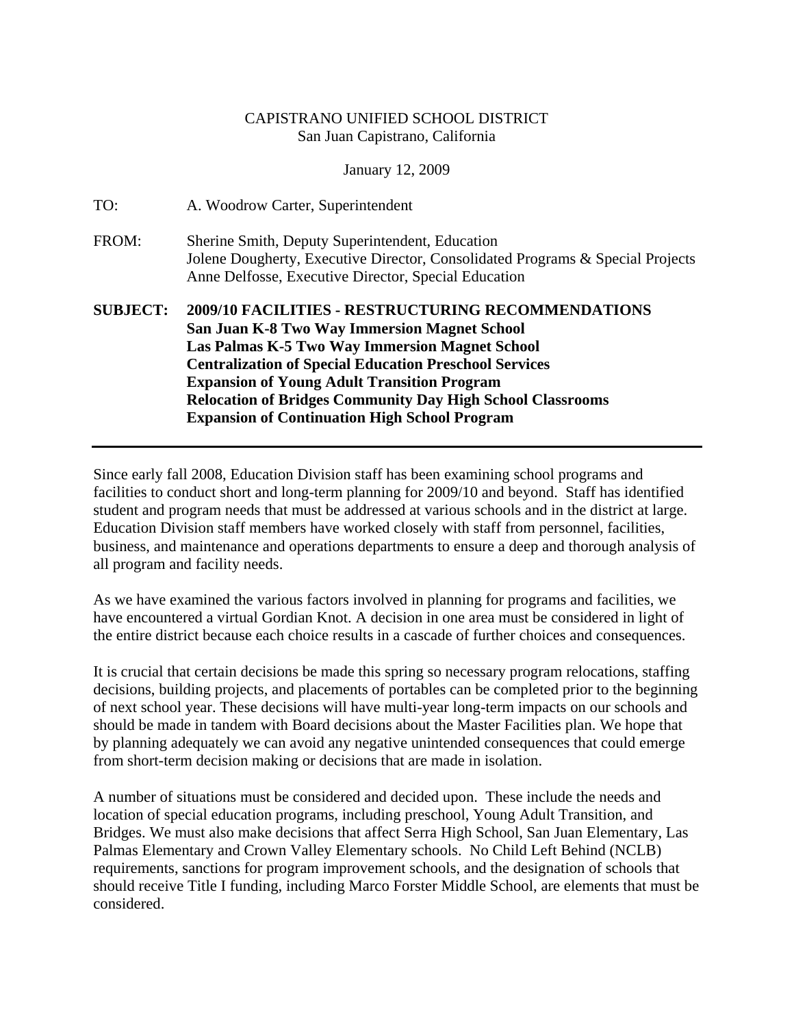CAPISTRANO UNIFIED SCHOOL DISTRICT
San Juan Capistrano, California

January 12, 2009

TO: A. Woodrow Carter, Superintendent

FROM: Sherine Smith, Deputy Superintendent, Education
Jolene Dougherty, Executive Director, Consolidated Programs & Special Projects
Anne Delfosse, Executive Director, Special Education

**SUBJECT: 2009/10 FACILITIES - RESTRUCTURING RECOMMENDATIONS**
**San Juan K-8 Two Way Immersion Magnet School**
**Las Palmas K-5 Two Way Immersion Magnet School**
**Centralization of Special Education Preschool Services**
**Expansion of Young Adult Transition Program**
**Relocation of Bridges Community Day High School Classrooms**
**Expansion of Continuation High School Program**

---

Since early fall 2008, Education Division staff has been examining school programs and facilities to conduct short and long-term planning for 2009/10 and beyond. Staff has identified student and program needs that must be addressed at various schools and in the district at large. Education Division staff members have worked closely with staff from personnel, facilities, business, and maintenance and operations departments to ensure a deep and thorough analysis of all program and facility needs.

As we have examined the various factors involved in planning for programs and facilities, we have encountered a virtual Gordian Knot. A decision in one area must be considered in light of the entire district because each choice results in a cascade of further choices and consequences.

It is crucial that certain decisions be made this spring so necessary program relocations, staffing decisions, building projects, and placements of portables can be completed prior to the beginning of next school year. These decisions will have multi-year long-term impacts on our schools and should be made in tandem with Board decisions about the Master Facilities plan. We hope that by planning adequately we can avoid any negative unintended consequences that could emerge from short-term decision making or decisions that are made in isolation.

A number of situations must be considered and decided upon. These include the needs and location of special education programs, including preschool, Young Adult Transition, and Bridges. We must also make decisions that affect Serra High School, San Juan Elementary, Las Palmas Elementary and Crown Valley Elementary schools. No Child Left Behind (NCLB) requirements, sanctions for program improvement schools, and the designation of schools that should receive Title I funding, including Marco Forster Middle School, are elements that must be considered.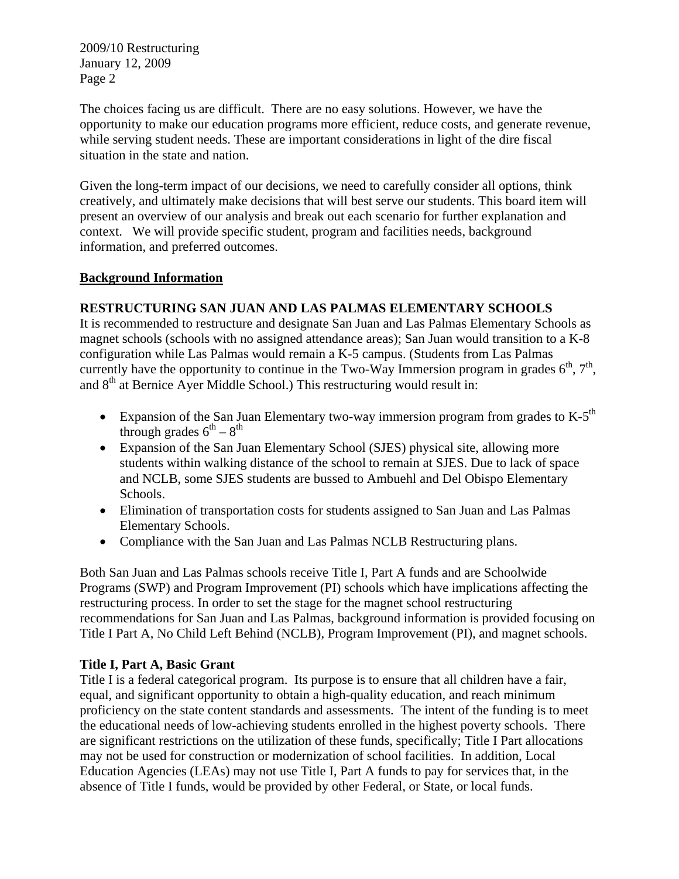The choices facing us are difficult. There are no easy solutions. However, we have the opportunity to make our education programs more efficient, reduce costs, and generate revenue, while serving student needs. These are important considerations in light of the dire fiscal situation in the state and nation.

Given the long-term impact of our decisions, we need to carefully consider all options, think creatively, and ultimately make decisions that will best serve our students. This board item will present an overview of our analysis and break out each scenario for further explanation and context. We will provide specific student, program and facilities needs, background information, and preferred outcomes.

## <u>Background Information</u>

### RESTRUCTURING SAN JUAN AND LAS PALMAS ELEMENTARY SCHOOLS

It is recommended to restructure and designate San Juan and Las Palmas Elementary Schools as magnet schools (schools with no assigned attendance areas); San Juan would transition to a K-8 configuration while Las Palmas would remain a K-5 campus. (Students from Las Palmas currently have the opportunity to continue in the Two-Way Immersion program in grades 6th, 7th, and 8th at Bernice Ayer Middle School.) This restructuring would result in:

- Expansion of the San Juan Elementary two-way immersion program from grades to K-5th through grades 6th – 8th
- Expansion of the San Juan Elementary School (SJES) physical site, allowing more students within walking distance of the school to remain at SJES. Due to lack of space and NCLB, some SJES students are bussed to Ambuehl and Del Obispo Elementary Schools.
- Elimination of transportation costs for students assigned to San Juan and Las Palmas Elementary Schools.
- Compliance with the San Juan and Las Palmas NCLB Restructuring plans.

Both San Juan and Las Palmas schools receive Title I, Part A funds and are Schoolwide Programs (SWP) and Program Improvement (PI) schools which have implications affecting the restructuring process. In order to set the stage for the magnet school restructuring recommendations for San Juan and Las Palmas, background information is provided focusing on Title I Part A, No Child Left Behind (NCLB), Program Improvement (PI), and magnet schools.

### Title I, Part A, Basic Grant

Title I is a federal categorical program. Its purpose is to ensure that all children have a fair, equal, and significant opportunity to obtain a high-quality education, and reach minimum proficiency on the state content standards and assessments. The intent of the funding is to meet the educational needs of low-achieving students enrolled in the highest poverty schools. There are significant restrictions on the utilization of these funds, specifically; Title I Part allocations may not be used for construction or modernization of school facilities. In addition, Local Education Agencies (LEAs) may not use Title I, Part A funds to pay for services that, in the absence of Title I funds, would be provided by other Federal, or State, or local funds.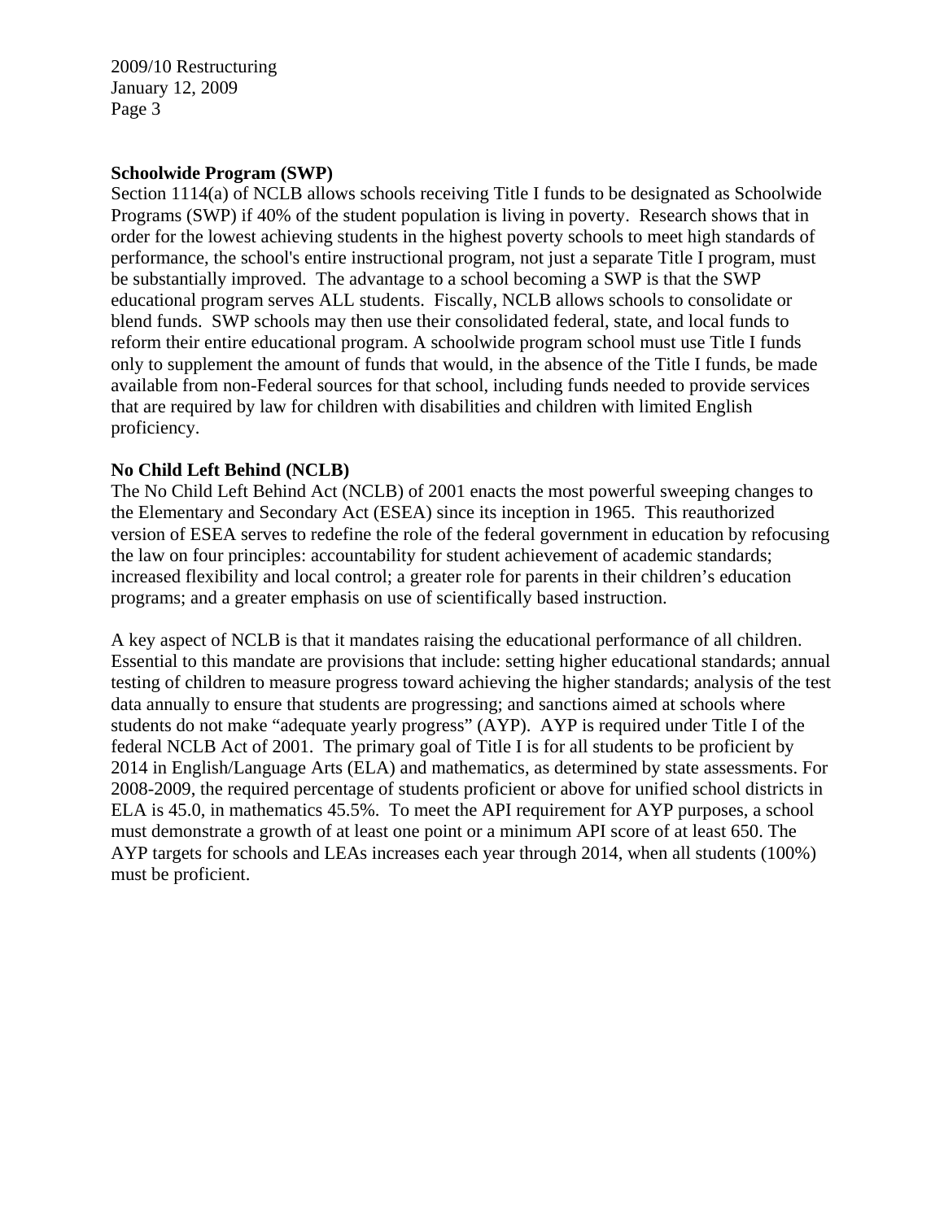## Schoolwide Program (SWP)

Section 1114(a) of NCLB allows schools receiving Title I funds to be designated as Schoolwide Programs (SWP) if 40% of the student population is living in poverty. Research shows that in order for the lowest achieving students in the highest poverty schools to meet high standards of performance, the school's entire instructional program, not just a separate Title I program, must be substantially improved. The advantage to a school becoming a SWP is that the SWP educational program serves ALL students. Fiscally, NCLB allows schools to consolidate or blend funds. SWP schools may then use their consolidated federal, state, and local funds to reform their entire educational program. A schoolwide program school must use Title I funds only to supplement the amount of funds that would, in the absence of the Title I funds, be made available from non-Federal sources for that school, including funds needed to provide services that are required by law for children with disabilities and children with limited English proficiency.

## No Child Left Behind (NCLB)

The No Child Left Behind Act (NCLB) of 2001 enacts the most powerful sweeping changes to the Elementary and Secondary Act (ESEA) since its inception in 1965. This reauthorized version of ESEA serves to redefine the role of the federal government in education by refocusing the law on four principles: accountability for student achievement of academic standards; increased flexibility and local control; a greater role for parents in their children's education programs; and a greater emphasis on use of scientifically based instruction.

A key aspect of NCLB is that it mandates raising the educational performance of all children. Essential to this mandate are provisions that include: setting higher educational standards; annual testing of children to measure progress toward achieving the higher standards; analysis of the test data annually to ensure that students are progressing; and sanctions aimed at schools where students do not make "adequate yearly progress" (AYP). AYP is required under Title I of the federal NCLB Act of 2001. The primary goal of Title I is for all students to be proficient by 2014 in English/Language Arts (ELA) and mathematics, as determined by state assessments. For 2008-2009, the required percentage of students proficient or above for unified school districts in ELA is 45.0, in mathematics 45.5%. To meet the API requirement for AYP purposes, a school must demonstrate a growth of at least one point or a minimum API score of at least 650. The AYP targets for schools and LEAs increases each year through 2014, when all students (100%) must be proficient.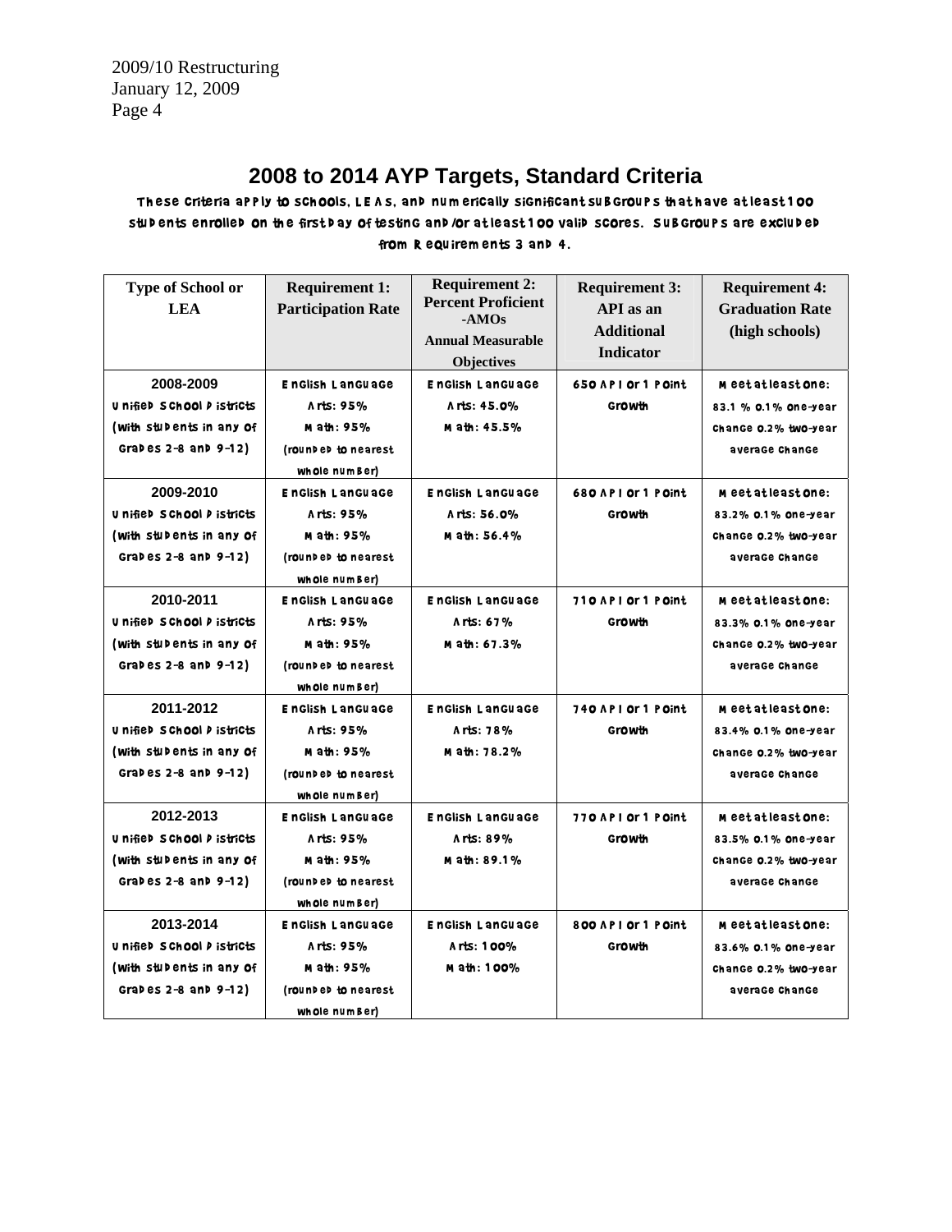## 2008 to 2014 AYP Targets, Standard Criteria

These criteria apply to schools, LEAs, and numerically significant subgroups that have at least 100 students enrolled on the first day of testing and/or at least 100 valid scores. Subgroups are excluded from Requirements 3 and 4.

| Type of School or LEA | Requirement 1: Participation Rate | Requirement 2: Percent Proficient -AMOs Annual Measurable Objectives | Requirement 3: API as an Additional Indicator | Requirement 4: Graduation Rate (high schools) |
|---|---|---|---|---|
| 2008-2009 Unified School Districts (with students in any of grades 2-8 and 9-12) | English Language Arts: 95% Math: 95% (rounded to nearest whole number) | English Language Arts: 45.0% Math: 45.5% | 650 API or 1 point growth | Meet at least one: 83.1 % 0.1% one-year change 0.2% two-year average change |
| 2009-2010 Unified School Districts (with students in any of grades 2-8 and 9-12) | English Language Arts: 95% Math: 95% (rounded to nearest whole number) | English Language Arts: 56.0% Math: 56.4% | 680 API or 1 point growth | Meet at least one: 83.2% 0.1% one-year change 0.2% two-year average change |
| 2010-2011 Unified School Districts (with students in any of grades 2-8 and 9-12) | English Language Arts: 95% Math: 95% (rounded to nearest whole number) | English Language Arts: 67% Math: 67.3% | 710 API or 1 point growth | Meet at least one: 83.3% 0.1% one-year change 0.2% two-year average change |
| 2011-2012 Unified School Districts (with students in any of grades 2-8 and 9-12) | English Language Arts: 95% Math: 95% (rounded to nearest whole number) | English Language Arts: 78% Math: 78.2% | 740 API or 1 point growth | Meet at least one: 83.4% 0.1% one-year change 0.2% two-year average change |
| 2012-2013 Unified School Districts (with students in any of grades 2-8 and 9-12) | English Language Arts: 95% Math: 95% (rounded to nearest whole number) | English Language Arts: 89% Math: 89.1% | 770 API or 1 point growth | Meet at least one: 83.5% 0.1% one-year change 0.2% two-year average change |
| 2013-2014 Unified School Districts (with students in any of grades 2-8 and 9-12) | English Language Arts: 95% Math: 95% (rounded to nearest whole number) | English Language Arts: 100% Math: 100% | 800 API or 1 point growth | Meet at least one: 83.6% 0.1% one-year change 0.2% two-year average change |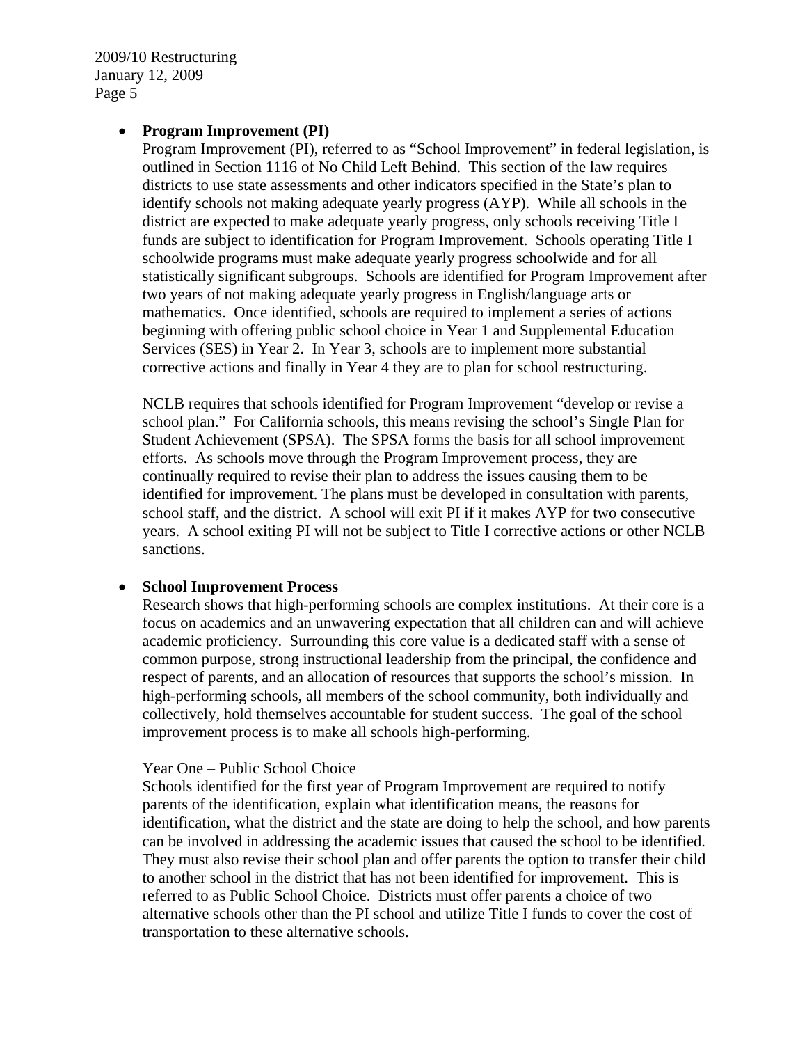- **Program Improvement (PI)**

  Program Improvement (PI), referred to as "School Improvement" in federal legislation, is outlined in Section 1116 of No Child Left Behind. This section of the law requires districts to use state assessments and other indicators specified in the State's plan to identify schools not making adequate yearly progress (AYP). While all schools in the district are expected to make adequate yearly progress, only schools receiving Title I funds are subject to identification for Program Improvement. Schools operating Title I schoolwide programs must make adequate yearly progress schoolwide and for all statistically significant subgroups. Schools are identified for Program Improvement after two years of not making adequate yearly progress in English/language arts or mathematics. Once identified, schools are required to implement a series of actions beginning with offering public school choice in Year 1 and Supplemental Education Services (SES) in Year 2. In Year 3, schools are to implement more substantial corrective actions and finally in Year 4 they are to plan for school restructuring.

  NCLB requires that schools identified for Program Improvement "develop or revise a school plan." For California schools, this means revising the school's Single Plan for Student Achievement (SPSA). The SPSA forms the basis for all school improvement efforts. As schools move through the Program Improvement process, they are continually required to revise their plan to address the issues causing them to be identified for improvement. The plans must be developed in consultation with parents, school staff, and the district. A school will exit PI if it makes AYP for two consecutive years. A school exiting PI will not be subject to Title I corrective actions or other NCLB sanctions.

- **School Improvement Process**

  Research shows that high-performing schools are complex institutions. At their core is a focus on academics and an unwavering expectation that all children can and will achieve academic proficiency. Surrounding this core value is a dedicated staff with a sense of common purpose, strong instructional leadership from the principal, the confidence and respect of parents, and an allocation of resources that supports the school's mission. In high-performing schools, all members of the school community, both individually and collectively, hold themselves accountable for student success. The goal of the school improvement process is to make all schools high-performing.

  Year One – Public School Choice

  Schools identified for the first year of Program Improvement are required to notify parents of the identification, explain what identification means, the reasons for identification, what the district and the state are doing to help the school, and how parents can be involved in addressing the academic issues that caused the school to be identified. They must also revise their school plan and offer parents the option to transfer their child to another school in the district that has not been identified for improvement. This is referred to as Public School Choice. Districts must offer parents a choice of two alternative schools other than the PI school and utilize Title I funds to cover the cost of transportation to these alternative schools.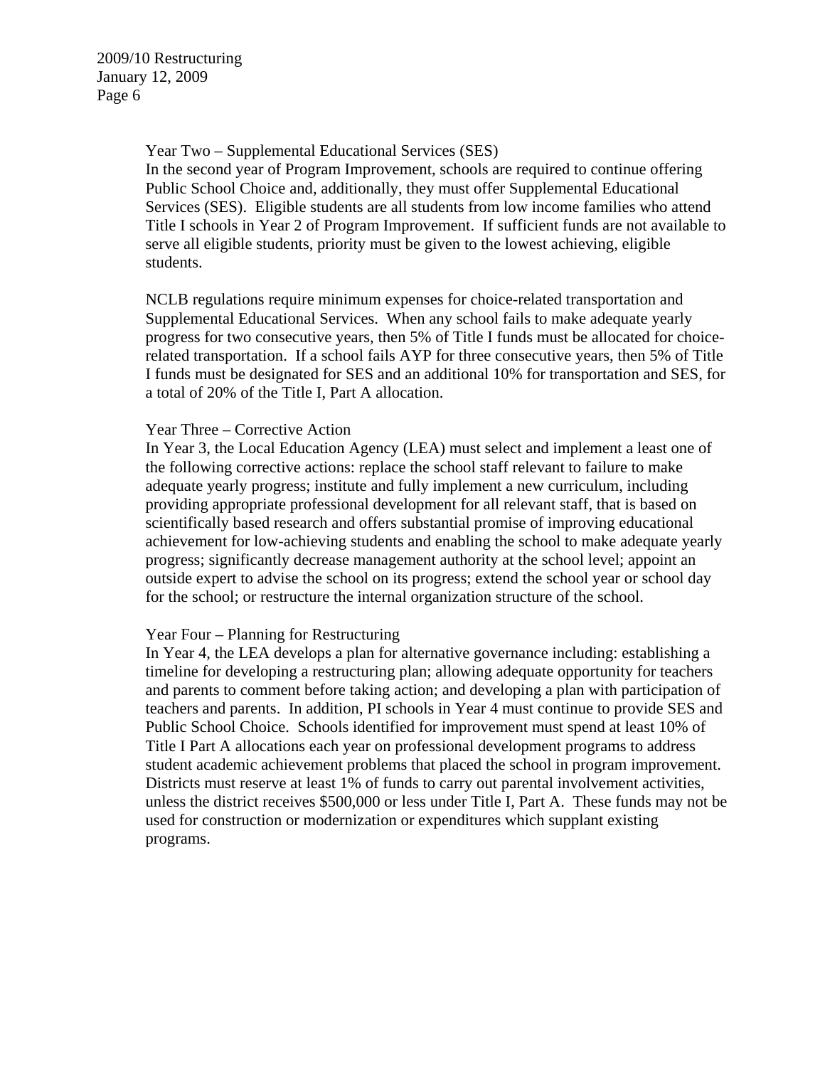Year Two – Supplemental Educational Services (SES)
In the second year of Program Improvement, schools are required to continue offering Public School Choice and, additionally, they must offer Supplemental Educational Services (SES). Eligible students are all students from low income families who attend Title I schools in Year 2 of Program Improvement. If sufficient funds are not available to serve all eligible students, priority must be given to the lowest achieving, eligible students.

NCLB regulations require minimum expenses for choice-related transportation and Supplemental Educational Services. When any school fails to make adequate yearly progress for two consecutive years, then 5% of Title I funds must be allocated for choice-related transportation. If a school fails AYP for three consecutive years, then 5% of Title I funds must be designated for SES and an additional 10% for transportation and SES, for a total of 20% of the Title I, Part A allocation.

Year Three – Corrective Action
In Year 3, the Local Education Agency (LEA) must select and implement a least one of the following corrective actions: replace the school staff relevant to failure to make adequate yearly progress; institute and fully implement a new curriculum, including providing appropriate professional development for all relevant staff, that is based on scientifically based research and offers substantial promise of improving educational achievement for low-achieving students and enabling the school to make adequate yearly progress; significantly decrease management authority at the school level; appoint an outside expert to advise the school on its progress; extend the school year or school day for the school; or restructure the internal organization structure of the school.

Year Four – Planning for Restructuring
In Year 4, the LEA develops a plan for alternative governance including: establishing a timeline for developing a restructuring plan; allowing adequate opportunity for teachers and parents to comment before taking action; and developing a plan with participation of teachers and parents. In addition, PI schools in Year 4 must continue to provide SES and Public School Choice. Schools identified for improvement must spend at least 10% of Title I Part A allocations each year on professional development programs to address student academic achievement problems that placed the school in program improvement. Districts must reserve at least 1% of funds to carry out parental involvement activities, unless the district receives $500,000 or less under Title I, Part A. These funds may not be used for construction or modernization or expenditures which supplant existing programs.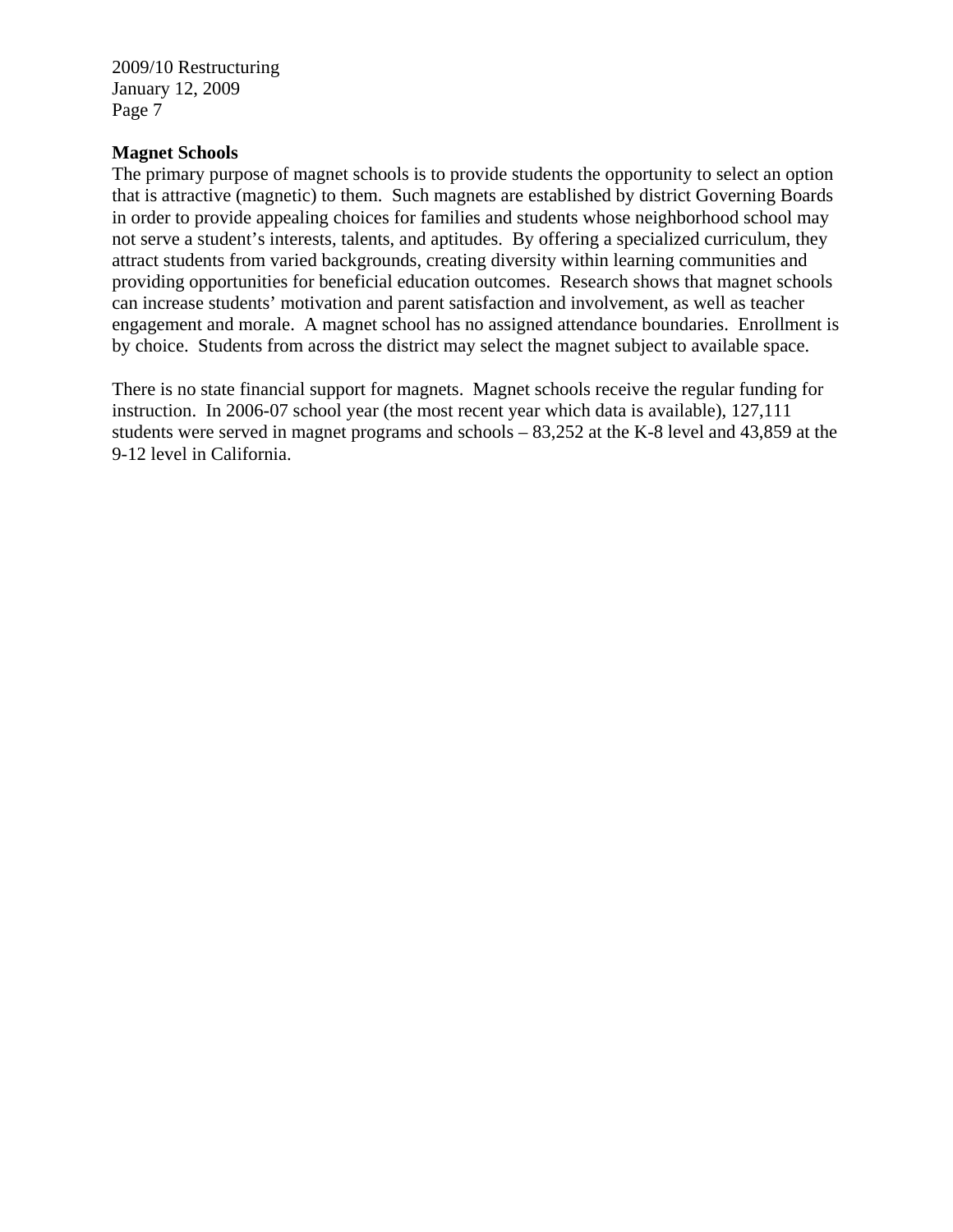## Magnet Schools

The primary purpose of magnet schools is to provide students the opportunity to select an option that is attractive (magnetic) to them. Such magnets are established by district Governing Boards in order to provide appealing choices for families and students whose neighborhood school may not serve a student's interests, talents, and aptitudes. By offering a specialized curriculum, they attract students from varied backgrounds, creating diversity within learning communities and providing opportunities for beneficial education outcomes. Research shows that magnet schools can increase students' motivation and parent satisfaction and involvement, as well as teacher engagement and morale. A magnet school has no assigned attendance boundaries. Enrollment is by choice. Students from across the district may select the magnet subject to available space.

There is no state financial support for magnets. Magnet schools receive the regular funding for instruction. In 2006-07 school year (the most recent year which data is available), 127,111 students were served in magnet programs and schools – 83,252 at the K-8 level and 43,859 at the 9-12 level in California.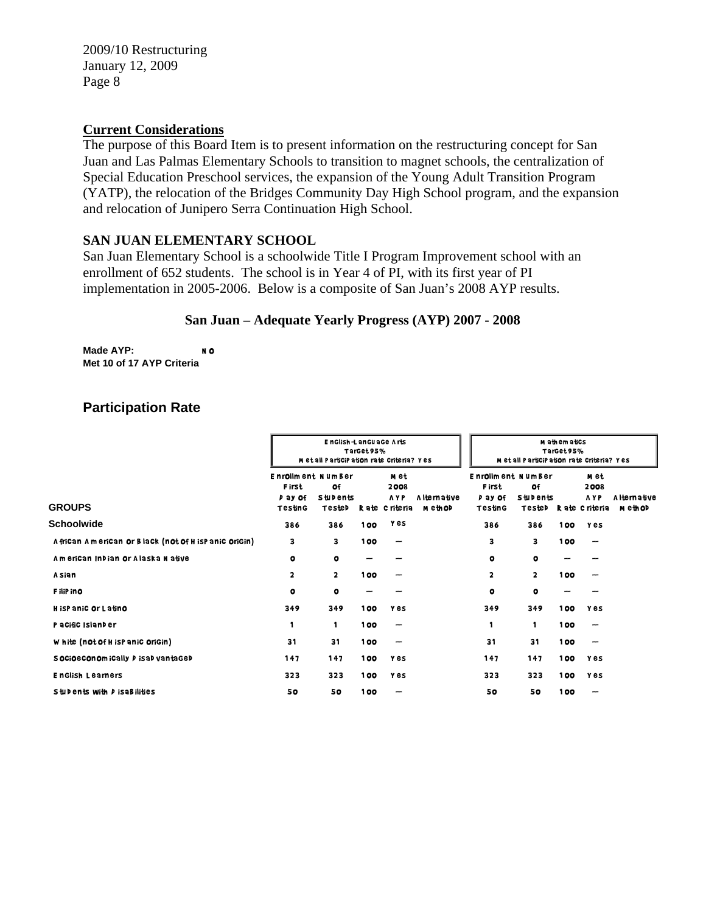## Current Considerations

The purpose of this Board Item is to present information on the restructuring concept for San Juan and Las Palmas Elementary Schools to transition to magnet schools, the centralization of Special Education Preschool services, the expansion of the Young Adult Transition Program (YATP), the relocation of the Bridges Community Day High School program, and the expansion and relocation of Junipero Serra Continuation High School.

### SAN JUAN ELEMENTARY SCHOOL

San Juan Elementary School is a schoolwide Title I Program Improvement school with an enrollment of 652 students. The school is in Year 4 of PI, with its first year of PI implementation in 2005-2006. Below is a composite of San Juan's 2008 AYP results.

**San Juan – Adequate Yearly Progress (AYP) 2007 - 2008**

**Made AYP:** NO
**Met 10 of 17 AYP Criteria**

### Participation Rate

| | English-Language Arts Target 95% Met all Participation rate Criteria? Yes | | | | | Mathematics Target 95% Met all Participation rate Criteria? Yes | | | | |
|---|---|---|---|---|---|---|---|---|---|---|
| **GROUPS** | Enrollment First Day of Testing | Number of Students Tested | Rate | Met 2008 AYP Criteria | Alternative Method | Enrollment First Day of Testing | Number of Students Tested | Rate | Met 2008 AYP Criteria | Alternative Method |
| **Schoolwide** | 386 | 386 | 100 | Yes | | 386 | 386 | 100 | Yes | |
| African American or Black (not of Hispanic origin) | 3 | 3 | 100 | — | | 3 | 3 | 100 | — | |
| American Indian or Alaska Native | 0 | 0 | — | — | | 0 | 0 | — | — | |
| Asian | 2 | 2 | 100 | — | | 2 | 2 | 100 | — | |
| Filipino | 0 | 0 | — | — | | 0 | 0 | — | — | |
| Hispanic or Latino | 349 | 349 | 100 | Yes | | 349 | 349 | 100 | Yes | |
| Pacific Islander | 1 | 1 | 100 | — | | 1 | 1 | 100 | — | |
| White (not of Hispanic origin) | 31 | 31 | 100 | — | | 31 | 31 | 100 | — | |
| Socioeconomically Disadvantaged | 147 | 147 | 100 | Yes | | 147 | 147 | 100 | Yes | |
| English Learners | 323 | 323 | 100 | Yes | | 323 | 323 | 100 | Yes | |
| Students with Disabilities | 50 | 50 | 100 | — | | 50 | 50 | 100 | — | |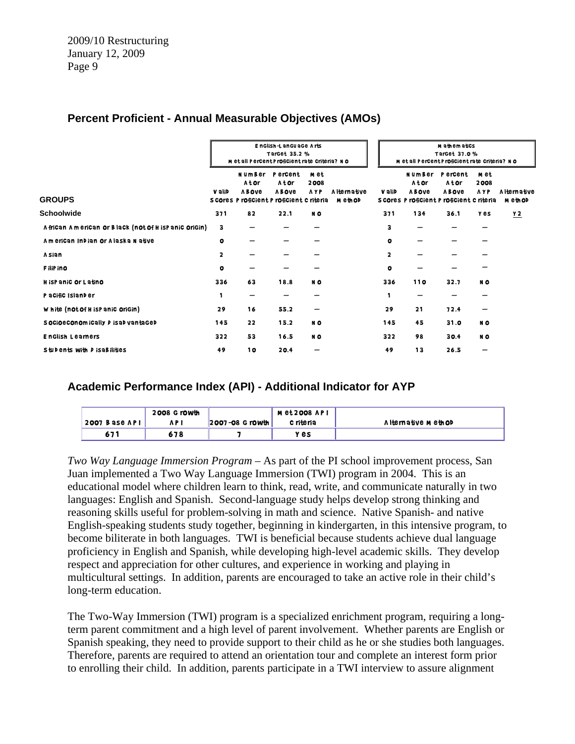## Percent Proficient - Annual Measurable Objectives (AMOs)

| GROUPS | English-Language Arts Target 35.2 % Met all Percent Proficient rate Criteria? NO | | | | | Mathematics Target 37.0 % Met all Percent Proficient rate Criteria? NO | | | | |
|---|---|---|---|---|---|---|---|---|---|---|
| | Valid Scores | Number At or Above Proficient | Percent At or Above Proficient | Met 2008 AYP Criteria | Alternative Method | Valid Scores | Number At or Above Proficient | Percent At or Above Proficient | Met 2008 AYP Criteria | Alternative Method |
| **Schoolwide** | 371 | 82 | 22.1 | NO | | 371 | 134 | 36.1 | Yes | Y2 |
| African American or Black (not of Hispanic origin) | 3 | — | — | — | | 3 | — | — | — | |
| American Indian or Alaska Native | 0 | — | — | — | | 0 | — | — | — | |
| Asian | 2 | — | — | — | | 2 | — | — | — | |
| Filipino | 0 | — | — | — | | 0 | — | — | — | |
| Hispanic or Latino | 336 | 63 | 18.8 | NO | | 336 | 110 | 32.7 | NO | |
| Pacific Islander | 1 | — | — | — | | 1 | — | — | — | |
| White (not of Hispanic origin) | 29 | 16 | 55.2 | — | | 29 | 21 | 72.4 | — | |
| Socioeconomically Disadvantaged | 145 | 22 | 15.2 | NO | | 145 | 45 | 31.0 | NO | |
| English Learners | 322 | 53 | 16.5 | NO | | 322 | 98 | 30.4 | NO | |
| Students with Disabilities | 49 | 10 | 20.4 | — | | 49 | 13 | 26.5 | — | |

## Academic Performance Index (API) - Additional Indicator for AYP

| 2007 Base API | 2008 Growth API | 2007-08 Growth | Met 2008 API Criteria | Alternative Method |
|---|---|---|---|---|
| 671 | 678 | 7 | Yes | |

*Two Way Language Immersion Program* – As part of the PI school improvement process, San Juan implemented a Two Way Language Immersion (TWI) program in 2004. This is an educational model where children learn to think, read, write, and communicate naturally in two languages: English and Spanish. Second-language study helps develop strong thinking and reasoning skills useful for problem-solving in math and science. Native Spanish- and native English-speaking students study together, beginning in kindergarten, in this intensive program, to become biliterate in both languages. TWI is beneficial because students achieve dual language proficiency in English and Spanish, while developing high-level academic skills. They develop respect and appreciation for other cultures, and experience in working and playing in multicultural settings. In addition, parents are encouraged to take an active role in their child's long-term education.

The Two-Way Immersion (TWI) program is a specialized enrichment program, requiring a long-term parent commitment and a high level of parent involvement. Whether parents are English or Spanish speaking, they need to provide support to their child as he or she studies both languages. Therefore, parents are required to attend an orientation tour and complete an interest form prior to enrolling their child. In addition, parents participate in a TWI interview to assure alignment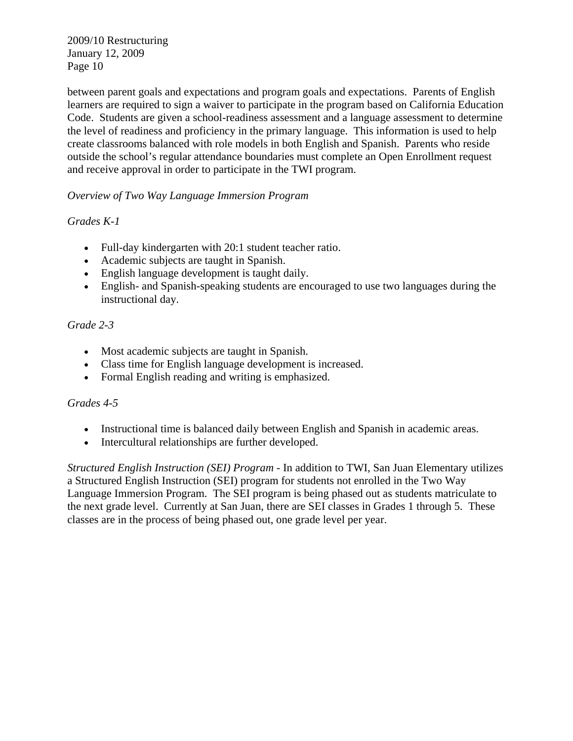between parent goals and expectations and program goals and expectations. Parents of English learners are required to sign a waiver to participate in the program based on California Education Code. Students are given a school-readiness assessment and a language assessment to determine the level of readiness and proficiency in the primary language. This information is used to help create classrooms balanced with role models in both English and Spanish. Parents who reside outside the school's regular attendance boundaries must complete an Open Enrollment request and receive approval in order to participate in the TWI program.

*Overview of Two Way Language Immersion Program*

*Grades K-1*

- Full-day kindergarten with 20:1 student teacher ratio.
- Academic subjects are taught in Spanish.
- English language development is taught daily.
- English- and Spanish-speaking students are encouraged to use two languages during the instructional day.

*Grade 2-3*

- Most academic subjects are taught in Spanish.
- Class time for English language development is increased.
- Formal English reading and writing is emphasized.

*Grades 4-5*

- Instructional time is balanced daily between English and Spanish in academic areas.
- Intercultural relationships are further developed.

*Structured English Instruction (SEI) Program* - In addition to TWI, San Juan Elementary utilizes a Structured English Instruction (SEI) program for students not enrolled in the Two Way Language Immersion Program. The SEI program is being phased out as students matriculate to the next grade level. Currently at San Juan, there are SEI classes in Grades 1 through 5. These classes are in the process of being phased out, one grade level per year.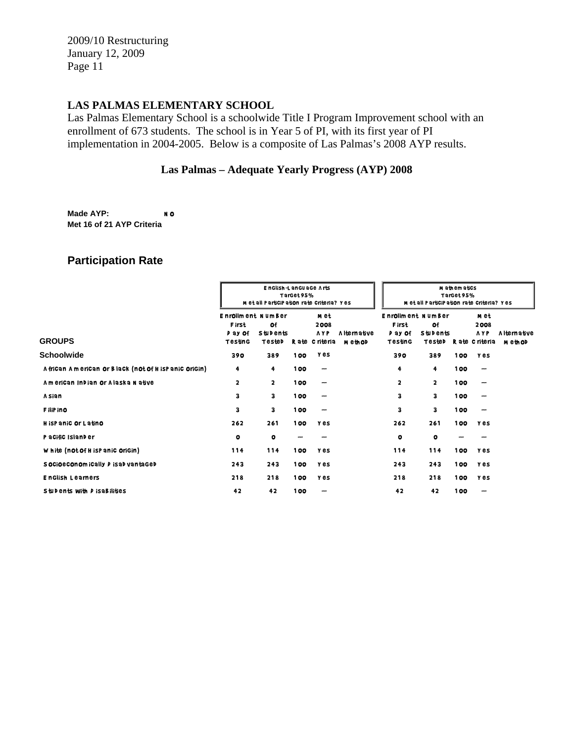## LAS PALMAS ELEMENTARY SCHOOL

Las Palmas Elementary School is a schoolwide Title I Program Improvement school with an enrollment of 673 students. The school is in Year 5 of PI, with its first year of PI implementation in 2004-2005. Below is a composite of Las Palmas's 2008 AYP results.

### Las Palmas – Adequate Yearly Progress (AYP) 2008

**Made AYP:** NO
**Met 16 of 21 AYP Criteria**

## Participation Rate

| GROUPS | English-Language Arts Target 95% Met all Participation rate Criteria? Yes | | | | | Mathematics Target 95% Met all Participation rate Criteria? Yes | | | | |
|---|---|---|---|---|---|---|---|---|---|---|
| | Enrollment First Day of Testing | Number of Students Tested | Rate | Met 2008 AYP Criteria | Alternative Method | Enrollment First Day of Testing | Number of Students Tested | Rate | Met 2008 AYP Criteria | Alternative Method |
| **Schoolwide** | 390 | 389 | 100 | Yes | | 390 | 389 | 100 | Yes | |
| African American or Black (not of Hispanic origin) | 4 | 4 | 100 | — | | 4 | 4 | 100 | — | |
| American Indian or Alaska Native | 2 | 2 | 100 | — | | 2 | 2 | 100 | — | |
| Asian | 3 | 3 | 100 | — | | 3 | 3 | 100 | — | |
| Filipino | 3 | 3 | 100 | — | | 3 | 3 | 100 | — | |
| Hispanic or Latino | 262 | 261 | 100 | Yes | | 262 | 261 | 100 | Yes | |
| Pacific Islander | 0 | 0 | — | — | | 0 | 0 | — | — | |
| White (not of Hispanic origin) | 114 | 114 | 100 | Yes | | 114 | 114 | 100 | Yes | |
| Socioeconomically Disadvantaged | 243 | 243 | 100 | Yes | | 243 | 243 | 100 | Yes | |
| English Learners | 218 | 218 | 100 | Yes | | 218 | 218 | 100 | Yes | |
| Students with Disabilities | 42 | 42 | 100 | — | | 42 | 42 | 100 | — | |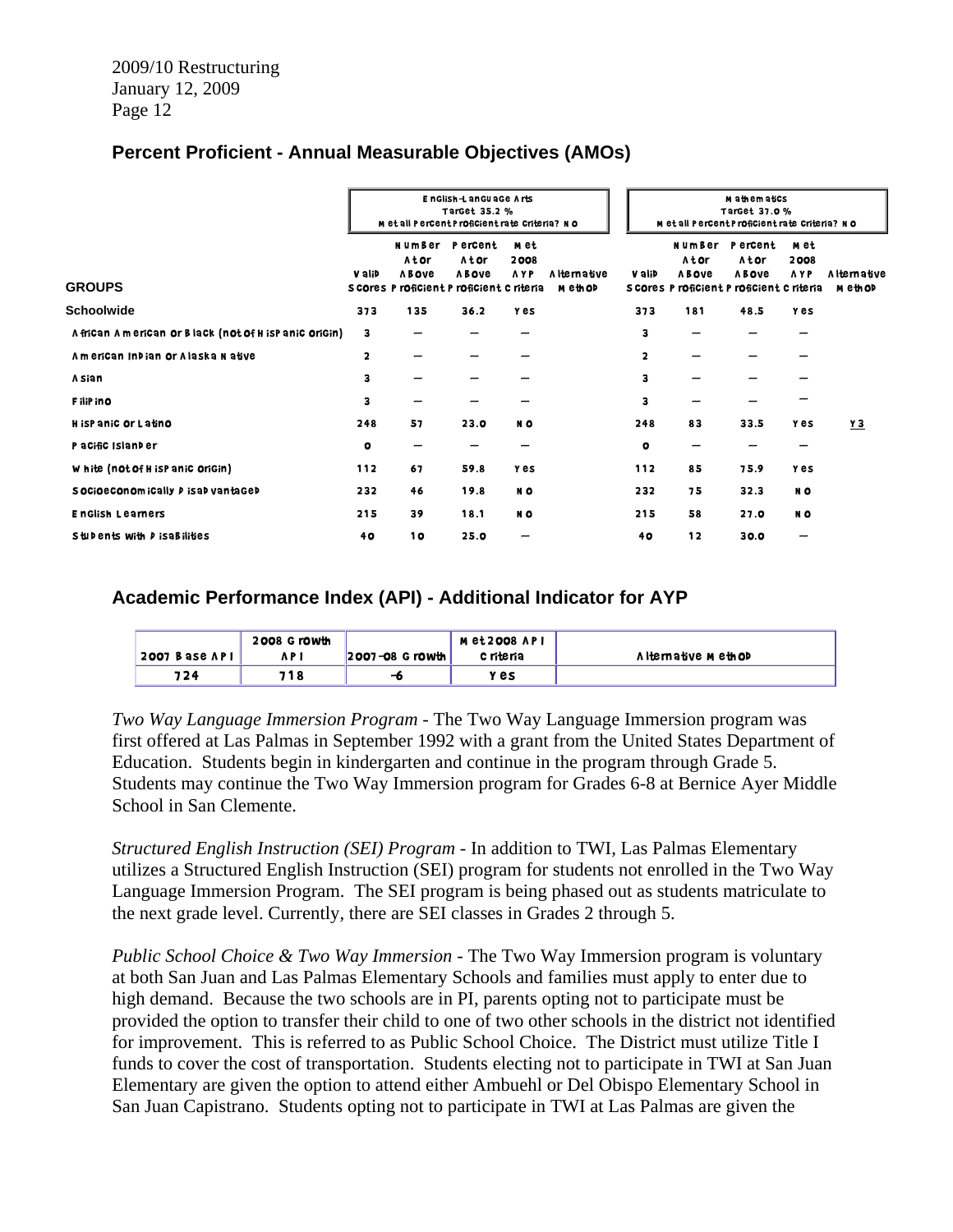## Percent Proficient - Annual Measurable Objectives (AMOs)

| GROUPS | English-Language Arts Target 35.2 % Met all Percent Proficient rate Criteria? No | | | | | Mathematics Target 37.0 % Met all Percent Proficient rate Criteria? No | | | | |
|---|---|---|---|---|---|---|---|---|---|---|
| | Valid Scores | Number At or Above Proficient | Percent At or Above Proficient | Met 2008 AYP Criteria | Alternative Method | Valid Scores | Number At or Above Proficient | Percent At or Above Proficient | Met 2008 AYP Criteria | Alternative Method |
| Schoolwide | 373 | 135 | 36.2 | Yes | | 373 | 181 | 48.5 | Yes | |
| African American or Black (not of Hispanic origin) | 3 | -- | -- | -- | | 3 | -- | -- | -- | |
| American Indian or Alaska Native | 2 | -- | -- | -- | | 2 | -- | -- | -- | |
| Asian | 3 | -- | -- | -- | | 3 | -- | -- | -- | |
| Filipino | 3 | -- | -- | -- | | 3 | -- | -- | -- | |
| Hispanic or Latino | 248 | 57 | 23.0 | No | | 248 | 83 | 33.5 | Yes | Y3 |
| Pacific Islander | 0 | -- | -- | -- | | 0 | -- | -- | -- | |
| White (not of Hispanic origin) | 112 | 67 | 59.8 | Yes | | 112 | 85 | 75.9 | Yes | |
| Socioeconomically Disadvantaged | 232 | 46 | 19.8 | No | | 232 | 75 | 32.3 | No | |
| English Learners | 215 | 39 | 18.1 | No | | 215 | 58 | 27.0 | No | |
| Students with Disabilities | 40 | 10 | 25.0 | -- | | 40 | 12 | 30.0 | -- | |

## Academic Performance Index (API) - Additional Indicator for AYP

| 2007 Base API | 2008 Growth API | 2007-08 Growth | Met 2008 API Criteria | Alternative Method |
|---|---|---|---|---|
| 724 | 718 | -6 | Yes | |

*Two Way Language Immersion Program* - The Two Way Language Immersion program was first offered at Las Palmas in September 1992 with a grant from the United States Department of Education. Students begin in kindergarten and continue in the program through Grade 5. Students may continue the Two Way Immersion program for Grades 6-8 at Bernice Ayer Middle School in San Clemente.

*Structured English Instruction (SEI) Program* - In addition to TWI, Las Palmas Elementary utilizes a Structured English Instruction (SEI) program for students not enrolled in the Two Way Language Immersion Program. The SEI program is being phased out as students matriculate to the next grade level. Currently, there are SEI classes in Grades 2 through 5.

*Public School Choice & Two Way Immersion* - The Two Way Immersion program is voluntary at both San Juan and Las Palmas Elementary Schools and families must apply to enter due to high demand. Because the two schools are in PI, parents opting not to participate must be provided the option to transfer their child to one of two other schools in the district not identified for improvement. This is referred to as Public School Choice. The District must utilize Title I funds to cover the cost of transportation. Students electing not to participate in TWI at San Juan Elementary are given the option to attend either Ambuehl or Del Obispo Elementary School in San Juan Capistrano. Students opting not to participate in TWI at Las Palmas are given the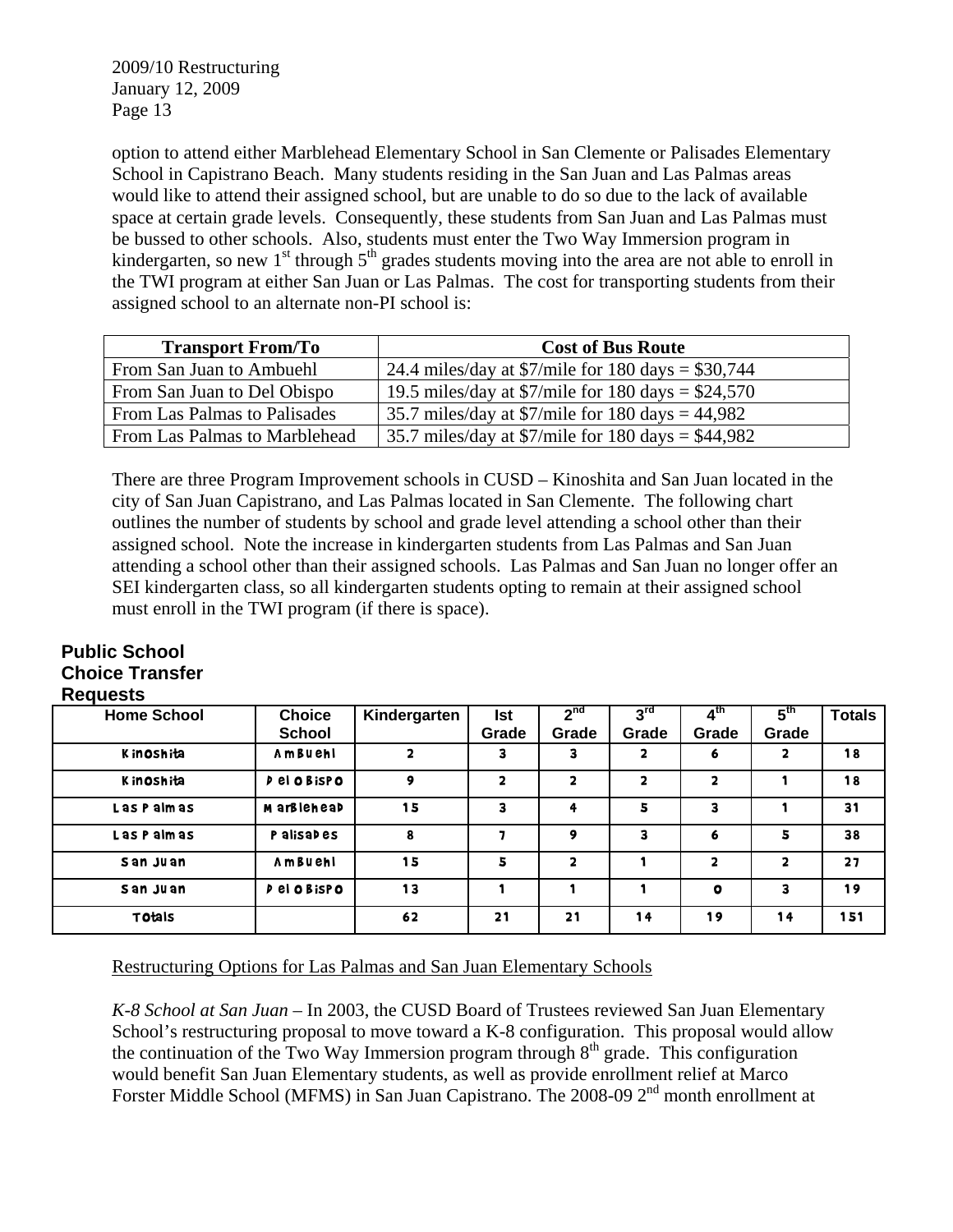option to attend either Marblehead Elementary School in San Clemente or Palisades Elementary School in Capistrano Beach. Many students residing in the San Juan and Las Palmas areas would like to attend their assigned school, but are unable to do so due to the lack of available space at certain grade levels. Consequently, these students from San Juan and Las Palmas must be bussed to other schools. Also, students must enter the Two Way Immersion program in kindergarten, so new 1st through 5th grades students moving into the area are not able to enroll in the TWI program at either San Juan or Las Palmas. The cost for transporting students from their assigned school to an alternate non-PI school is:

| Transport From/To | Cost of Bus Route |
|---|---|
| From San Juan to Ambuehl | 24.4 miles/day at $7/mile for 180 days = $30,744 |
| From San Juan to Del Obispo | 19.5 miles/day at $7/mile for 180 days = $24,570 |
| From Las Palmas to Palisades | 35.7 miles/day at $7/mile for 180 days = 44,982 |
| From Las Palmas to Marblehead | 35.7 miles/day at $7/mile for 180 days = $44,982 |

There are three Program Improvement schools in CUSD – Kinoshita and San Juan located in the city of San Juan Capistrano, and Las Palmas located in San Clemente. The following chart outlines the number of students by school and grade level attending a school other than their assigned school. Note the increase in kindergarten students from Las Palmas and San Juan attending a school other than their assigned schools. Las Palmas and San Juan no longer offer an SEI kindergarten class, so all kindergarten students opting to remain at their assigned school must enroll in the TWI program (if there is space).

**Public School Choice Transfer Requests**

| Home School | Choice School | Kindergarten | Ist Grade | 2nd Grade | 3rd Grade | 4th Grade | 5th Grade | Totals |
|---|---|---|---|---|---|---|---|---|
| Kinoshita | Ambuehl | 2 | 3 | 3 | 2 | 6 | 2 | 18 |
| Kinoshita | Del Obispo | 9 | 2 | 2 | 2 | 2 | 1 | 18 |
| Las Palmas | Marblehead | 15 | 3 | 4 | 5 | 3 | 1 | 31 |
| Las Palmas | Palisades | 8 | 7 | 9 | 3 | 6 | 5 | 38 |
| San Juan | Ambuehl | 15 | 5 | 2 | 1 | 2 | 2 | 27 |
| San Juan | Del Obispo | 13 | 1 | 1 | 1 | 0 | 3 | 19 |
| Totals | | 62 | 21 | 21 | 14 | 19 | 14 | 151 |

Restructuring Options for Las Palmas and San Juan Elementary Schools

*K-8 School at San Juan* – In 2003, the CUSD Board of Trustees reviewed San Juan Elementary School's restructuring proposal to move toward a K-8 configuration. This proposal would allow the continuation of the Two Way Immersion program through 8th grade. This configuration would benefit San Juan Elementary students, as well as provide enrollment relief at Marco Forster Middle School (MFMS) in San Juan Capistrano. The 2008-09 2nd month enrollment at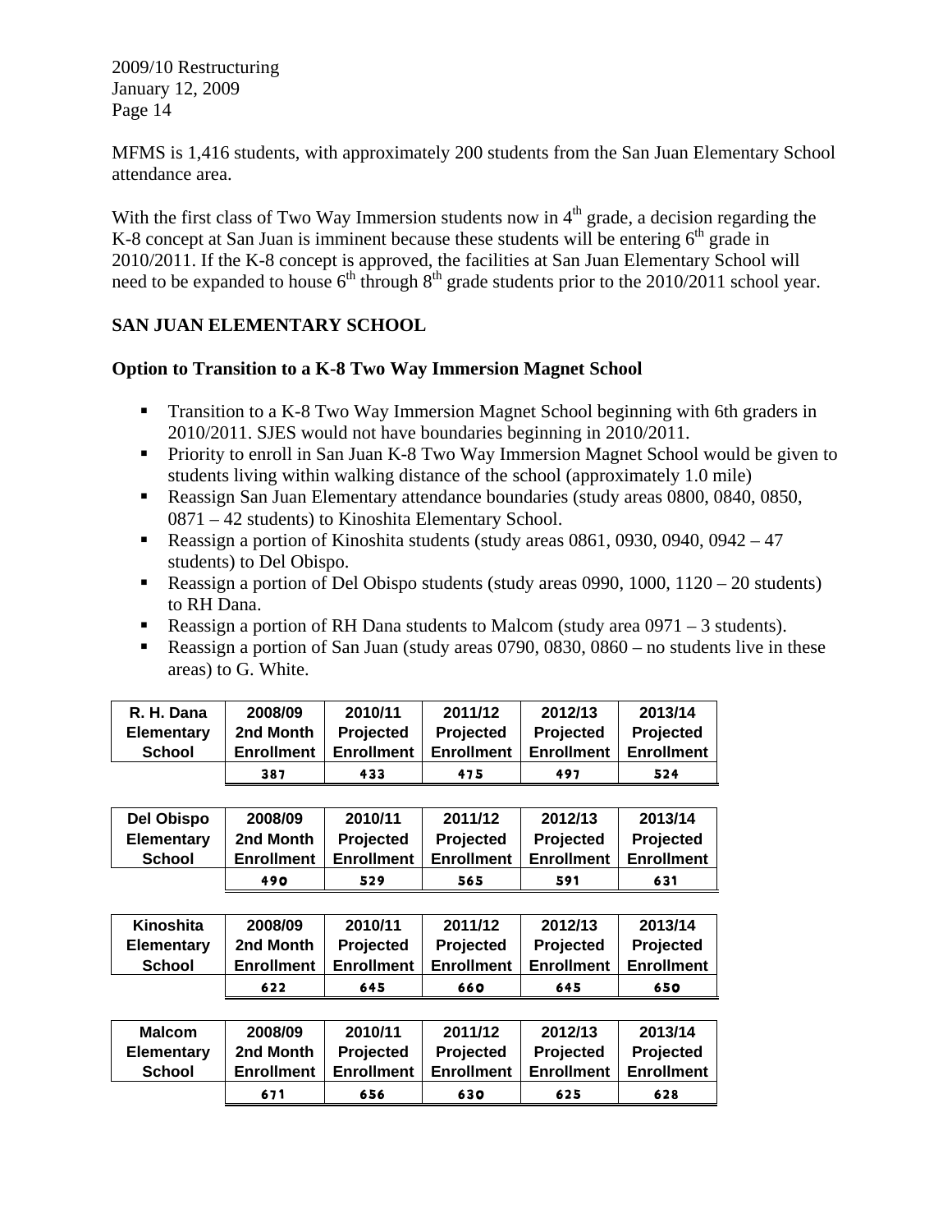MFMS is 1,416 students, with approximately 200 students from the San Juan Elementary School attendance area.

With the first class of Two Way Immersion students now in 4th grade, a decision regarding the K-8 concept at San Juan is imminent because these students will be entering 6th grade in 2010/2011. If the K-8 concept is approved, the facilities at San Juan Elementary School will need to be expanded to house 6th through 8th grade students prior to the 2010/2011 school year.

## SAN JUAN ELEMENTARY SCHOOL

### Option to Transition to a K-8 Two Way Immersion Magnet School

- Transition to a K-8 Two Way Immersion Magnet School beginning with 6th graders in 2010/2011. SJES would not have boundaries beginning in 2010/2011.
- Priority to enroll in San Juan K-8 Two Way Immersion Magnet School would be given to students living within walking distance of the school (approximately 1.0 mile)
- Reassign San Juan Elementary attendance boundaries (study areas 0800, 0840, 0850, 0871 – 42 students) to Kinoshita Elementary School.
- Reassign a portion of Kinoshita students (study areas 0861, 0930, 0940, 0942 – 47 students) to Del Obispo.
- Reassign a portion of Del Obispo students (study areas 0990, 1000, 1120 – 20 students) to RH Dana.
- Reassign a portion of RH Dana students to Malcom (study area 0971 – 3 students).
- Reassign a portion of San Juan (study areas 0790, 0830, 0860 – no students live in these areas) to G. White.

| R. H. Dana Elementary School | 2008/09 2nd Month Enrollment | 2010/11 Projected Enrollment | 2011/12 Projected Enrollment | 2012/13 Projected Enrollment | 2013/14 Projected Enrollment |
|---|---|---|---|---|---|
| | 387 | 433 | 475 | 497 | 524 |

| Del Obispo Elementary School | 2008/09 2nd Month Enrollment | 2010/11 Projected Enrollment | 2011/12 Projected Enrollment | 2012/13 Projected Enrollment | 2013/14 Projected Enrollment |
|---|---|---|---|---|---|
| | 490 | 529 | 565 | 591 | 631 |

| Kinoshita Elementary School | 2008/09 2nd Month Enrollment | 2010/11 Projected Enrollment | 2011/12 Projected Enrollment | 2012/13 Projected Enrollment | 2013/14 Projected Enrollment |
|---|---|---|---|---|---|
| | 622 | 645 | 660 | 645 | 650 |

| Malcom Elementary School | 2008/09 2nd Month Enrollment | 2010/11 Projected Enrollment | 2011/12 Projected Enrollment | 2012/13 Projected Enrollment | 2013/14 Projected Enrollment |
|---|---|---|---|---|---|
| | 671 | 656 | 630 | 625 | 628 |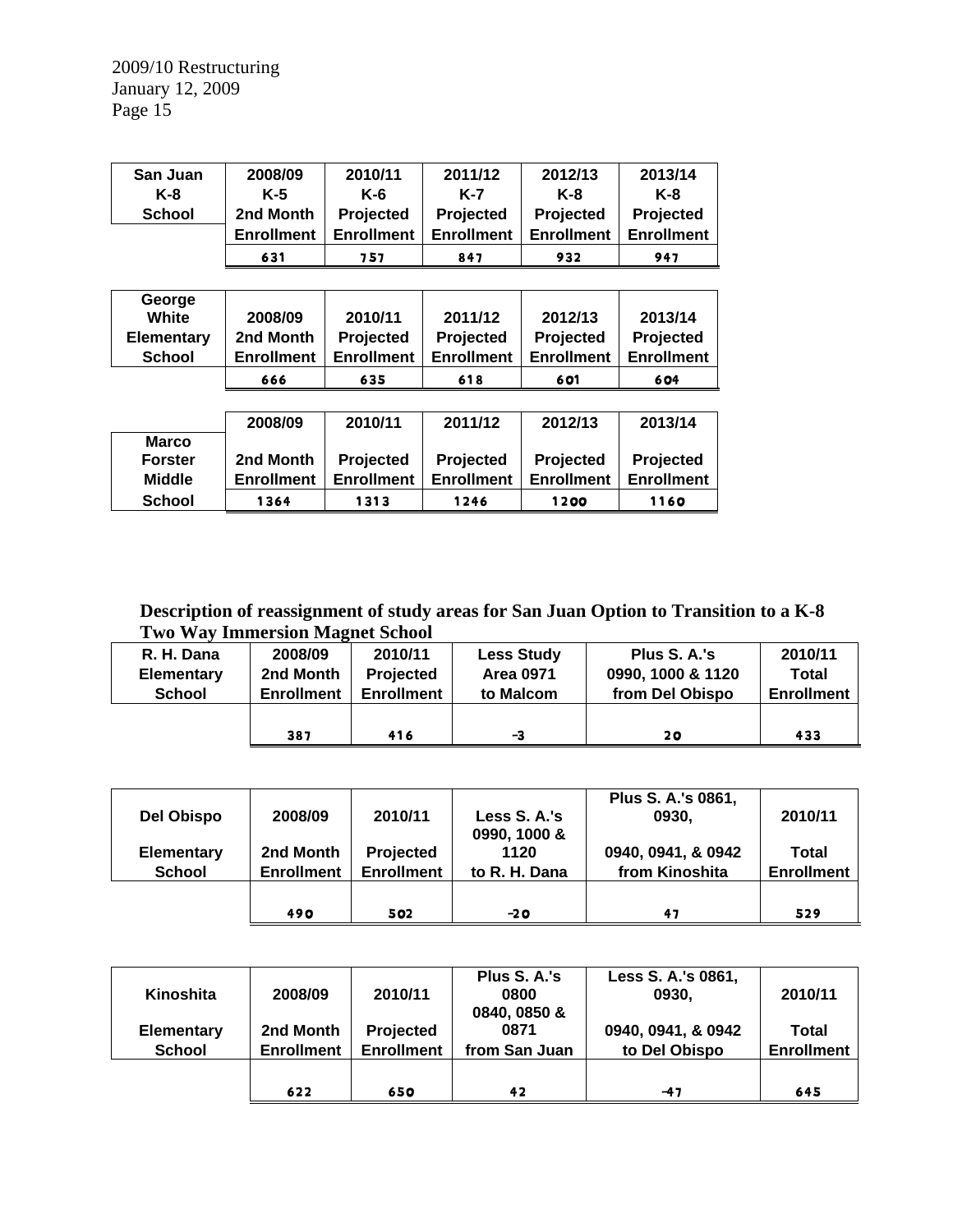| San Juan K-8 School | 2008/09 K-5 2nd Month Enrollment | 2010/11 K-6 Projected Enrollment | 2011/12 K-7 Projected Enrollment | 2012/13 K-8 Projected Enrollment | 2013/14 K-8 Projected Enrollment |
|---|---|---|---|---|---|
| | 631 | 757 | 847 | 932 | 947 |

| George White Elementary School | 2008/09 2nd Month Enrollment | 2010/11 Projected Enrollment | 2011/12 Projected Enrollment | 2012/13 Projected Enrollment | 2013/14 Projected Enrollment |
|---|---|---|---|---|---|
| | 666 | 635 | 618 | 601 | 604 |

| | 2008/09 | 2010/11 | 2011/12 | 2012/13 | 2013/14 |
|---|---|---|---|---|---|
| Marco Forster Middle School | 2nd Month Enrollment | Projected Enrollment | Projected Enrollment | Projected Enrollment | Projected Enrollment |
| | 1364 | 1313 | 1246 | 1200 | 1160 |

**Description of reassignment of study areas for San Juan Option to Transition to a K-8 Two Way Immersion Magnet School**

| R. H. Dana Elementary School | 2008/09 2nd Month Enrollment | 2010/11 Projected Enrollment | Less Study Area 0971 to Malcom | Plus S. A.'s 0990, 1000 & 1120 from Del Obispo | 2010/11 Total Enrollment |
|---|---|---|---|---|---|
| | 387 | 416 | -3 | 20 | 433 |

| Del Obispo Elementary School | 2008/09 2nd Month Enrollment | 2010/11 Projected Enrollment | Less S. A.'s 0990, 1000 & 1120 to R. H. Dana | Plus S. A.'s 0861, 0930, 0940, 0941, & 0942 from Kinoshita | 2010/11 Total Enrollment |
|---|---|---|---|---|---|
| | 490 | 502 | -20 | 47 | 529 |

| Kinoshita Elementary School | 2008/09 2nd Month Enrollment | 2010/11 Projected Enrollment | Plus S. A.'s 0800 0840, 0850 & 0871 from San Juan | Less S. A.'s 0861, 0930, 0940, 0941, & 0942 to Del Obispo | 2010/11 Total Enrollment |
|---|---|---|---|---|---|
| | 622 | 650 | 42 | -47 | 645 |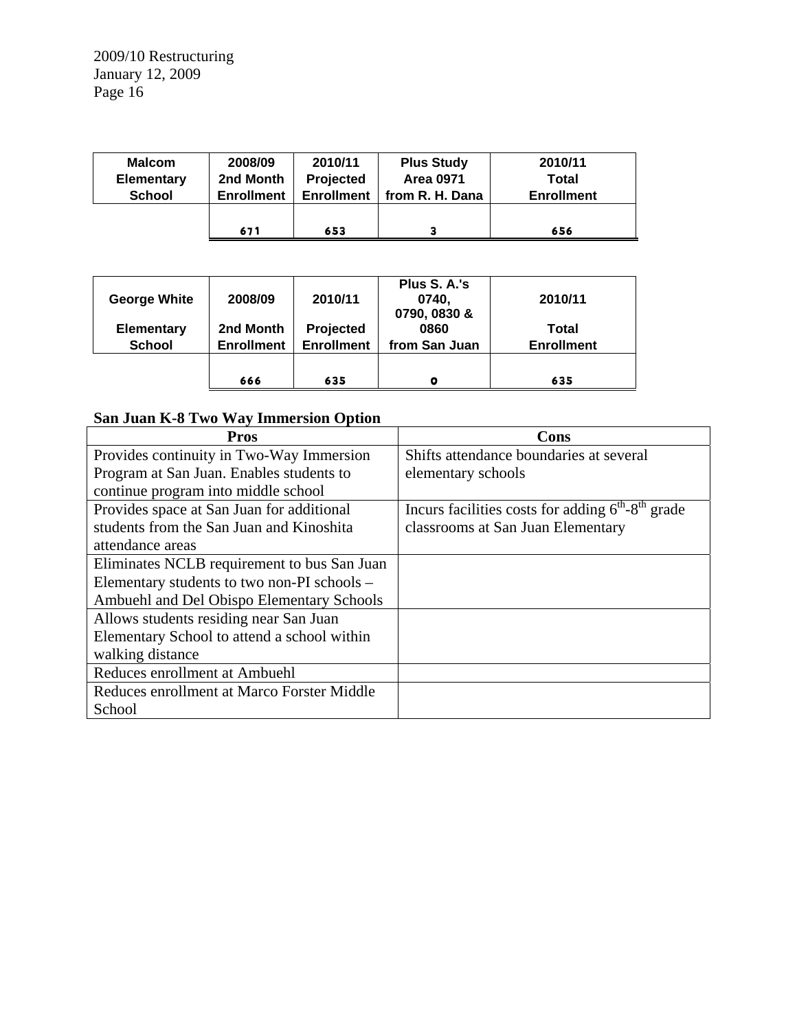| Malcom Elementary School | 2008/09 2nd Month Enrollment | 2010/11 Projected Enrollment | Plus Study Area 0971 from R. H. Dana | 2010/11 Total Enrollment |
|---|---|---|---|---|
| | 671 | 653 | 3 | 656 |

| George White Elementary School | 2008/09 2nd Month Enrollment | 2010/11 Projected Enrollment | Plus S. A.'s 0740, 0790, 0830 & 0860 from San Juan | 2010/11 Total Enrollment |
|---|---|---|---|---|
| | 666 | 635 | 0 | 635 |

**San Juan K-8 Two Way Immersion Option**

| Pros | Cons |
|---|---|
| Provides continuity in Two-Way Immersion Program at San Juan. Enables students to continue program into middle school | Shifts attendance boundaries at several elementary schools |
| Provides space at San Juan for additional students from the San Juan and Kinoshita attendance areas | Incurs facilities costs for adding $6^{th}$-$8^{th}$ grade classrooms at San Juan Elementary |
| Eliminates NCLB requirement to bus San Juan Elementary students to two non-PI schools – Ambuehl and Del Obispo Elementary Schools | |
| Allows students residing near San Juan Elementary School to attend a school within walking distance | |
| Reduces enrollment at Ambuehl | |
| Reduces enrollment at Marco Forster Middle School | |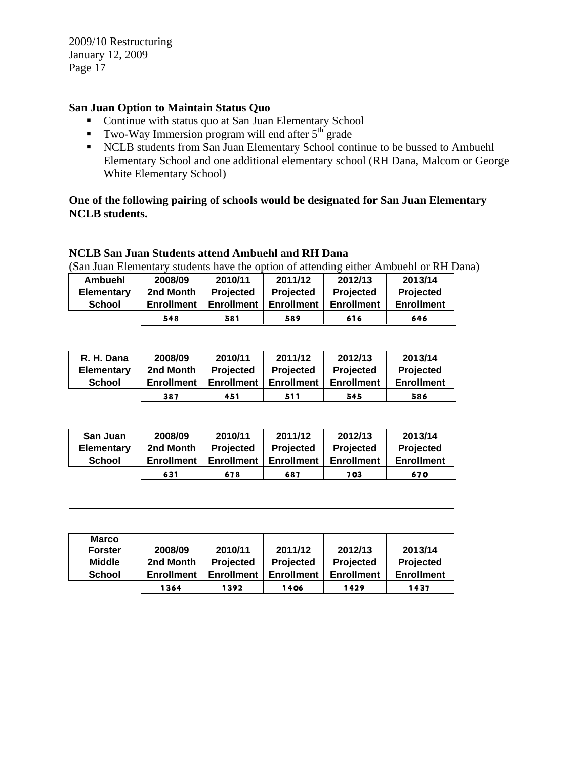**San Juan Option to Maintain Status Quo**

- Continue with status quo at San Juan Elementary School
- Two-Way Immersion program will end after 5th grade
- NCLB students from San Juan Elementary School continue to be bussed to Ambuehl Elementary School and one additional elementary school (RH Dana, Malcom or George White Elementary School)

**One of the following pairing of schools would be designated for San Juan Elementary NCLB students.**

**NCLB San Juan Students attend Ambuehl and RH Dana**

(San Juan Elementary students have the option of attending either Ambuehl or RH Dana)

| Ambuehl Elementary School | 2008/09 2nd Month Enrollment | 2010/11 Projected Enrollment | 2011/12 Projected Enrollment | 2012/13 Projected Enrollment | 2013/14 Projected Enrollment |
|---|---|---|---|---|---|
| | 548 | 581 | 589 | 616 | 646 |

| R. H. Dana Elementary School | 2008/09 2nd Month Enrollment | 2010/11 Projected Enrollment | 2011/12 Projected Enrollment | 2012/13 Projected Enrollment | 2013/14 Projected Enrollment |
|---|---|---|---|---|---|
| | 387 | 451 | 511 | 545 | 586 |

| San Juan Elementary School | 2008/09 2nd Month Enrollment | 2010/11 Projected Enrollment | 2011/12 Projected Enrollment | 2012/13 Projected Enrollment | 2013/14 Projected Enrollment |
|---|---|---|---|---|---|
| | 631 | 678 | 687 | 703 | 670 |

---

| Marco Forster Middle School | 2008/09 2nd Month Enrollment | 2010/11 Projected Enrollment | 2011/12 Projected Enrollment | 2012/13 Projected Enrollment | 2013/14 Projected Enrollment |
|---|---|---|---|---|---|
| | 1364 | 1392 | 1406 | 1429 | 1437 |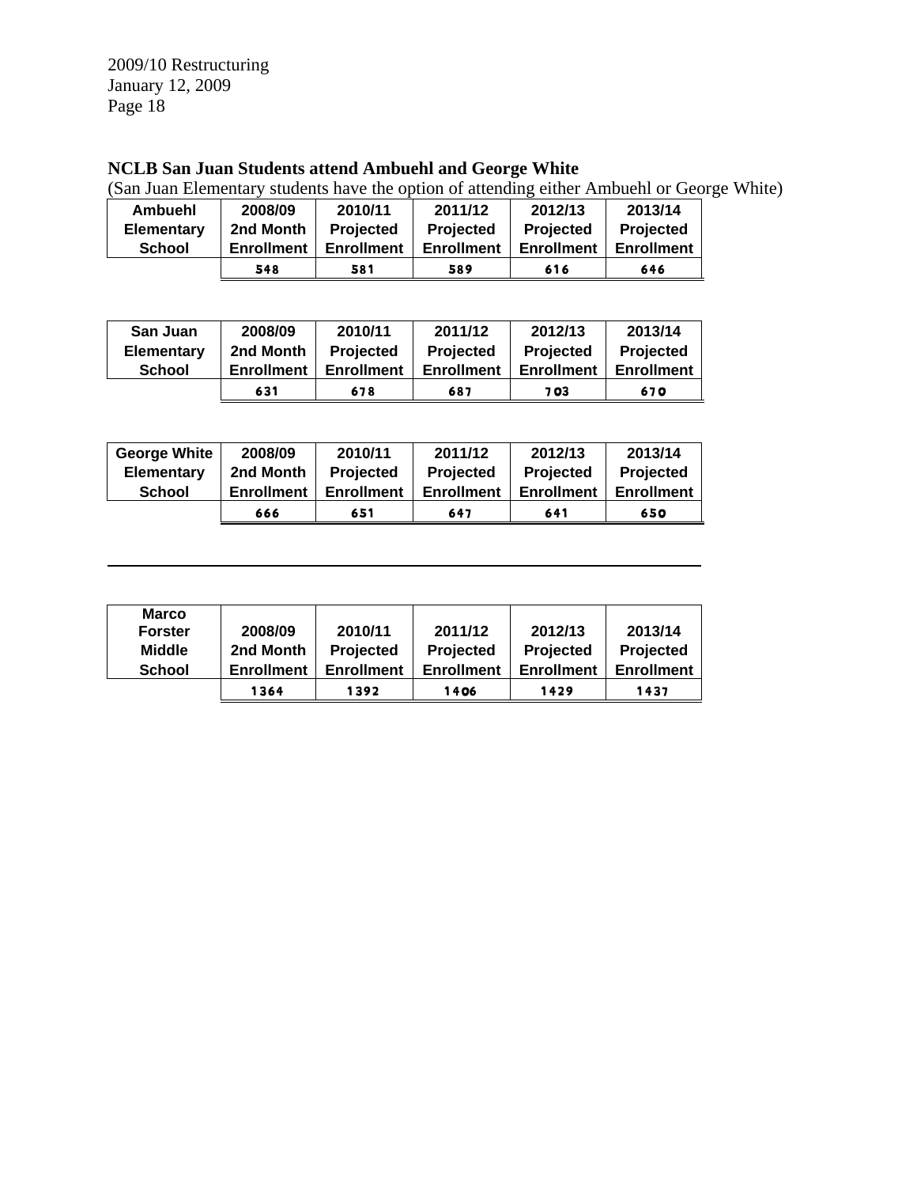**NCLB San Juan Students attend Ambuehl and George White**

(San Juan Elementary students have the option of attending either Ambuehl or George White)

| Ambuehl Elementary School | 2008/09 2nd Month Enrollment | 2010/11 Projected Enrollment | 2011/12 Projected Enrollment | 2012/13 Projected Enrollment | 2013/14 Projected Enrollment |
|---|---|---|---|---|---|
| | 548 | 581 | 589 | 616 | 646 |

| San Juan Elementary School | 2008/09 2nd Month Enrollment | 2010/11 Projected Enrollment | 2011/12 Projected Enrollment | 2012/13 Projected Enrollment | 2013/14 Projected Enrollment |
|---|---|---|---|---|---|
| | 631 | 678 | 687 | 703 | 670 |

| George White Elementary School | 2008/09 2nd Month Enrollment | 2010/11 Projected Enrollment | 2011/12 Projected Enrollment | 2012/13 Projected Enrollment | 2013/14 Projected Enrollment |
|---|---|---|---|---|---|
| | 666 | 651 | 647 | 641 | 650 |

---

| Marco Forster Middle School | 2008/09 2nd Month Enrollment | 2010/11 Projected Enrollment | 2011/12 Projected Enrollment | 2012/13 Projected Enrollment | 2013/14 Projected Enrollment |
|---|---|---|---|---|---|
| | 1364 | 1392 | 1406 | 1429 | 1437 |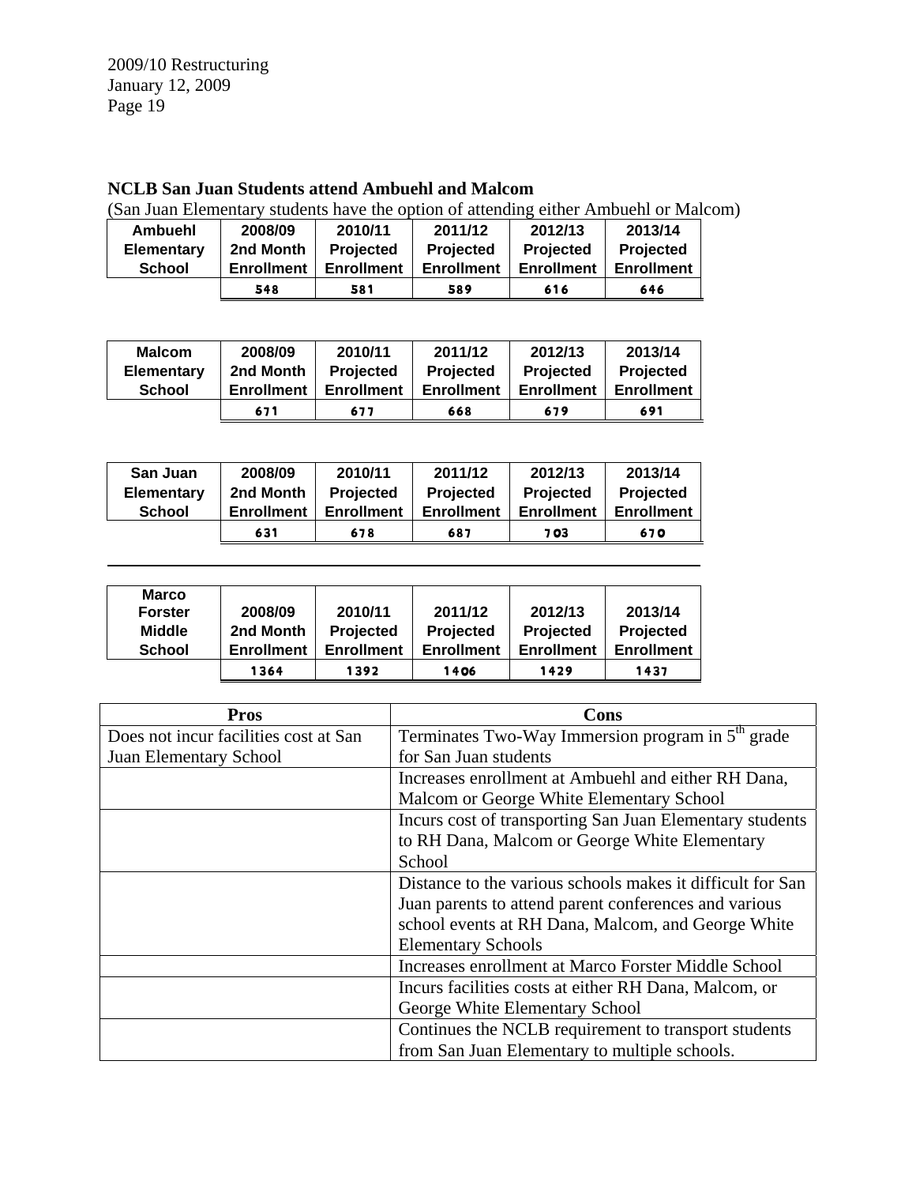**NCLB San Juan Students attend Ambuehl and Malcom**

(San Juan Elementary students have the option of attending either Ambuehl or Malcom)

| Ambuehl Elementary School | 2008/09 2nd Month Enrollment | 2010/11 Projected Enrollment | 2011/12 Projected Enrollment | 2012/13 Projected Enrollment | 2013/14 Projected Enrollment |
|---|---|---|---|---|---|
| | 548 | 581 | 589 | 616 | 646 |

| Malcom Elementary School | 2008/09 2nd Month Enrollment | 2010/11 Projected Enrollment | 2011/12 Projected Enrollment | 2012/13 Projected Enrollment | 2013/14 Projected Enrollment |
|---|---|---|---|---|---|
| | 671 | 677 | 668 | 679 | 691 |

| San Juan Elementary School | 2008/09 2nd Month Enrollment | 2010/11 Projected Enrollment | 2011/12 Projected Enrollment | 2012/13 Projected Enrollment | 2013/14 Projected Enrollment |
|---|---|---|---|---|---|
| | 631 | 678 | 687 | 703 | 670 |

| Marco Forster Middle School | 2008/09 2nd Month Enrollment | 2010/11 Projected Enrollment | 2011/12 Projected Enrollment | 2012/13 Projected Enrollment | 2013/14 Projected Enrollment |
|---|---|---|---|---|---|
| | 1364 | 1392 | 1406 | 1429 | 1437 |

| Pros | Cons |
|---|---|
| Does not incur facilities cost at San Juan Elementary School | Terminates Two-Way Immersion program in 5th grade for San Juan students |
| | Increases enrollment at Ambuehl and either RH Dana, Malcom or George White Elementary School |
| | Incurs cost of transporting San Juan Elementary students to RH Dana, Malcom or George White Elementary School |
| | Distance to the various schools makes it difficult for San Juan parents to attend parent conferences and various school events at RH Dana, Malcom, and George White Elementary Schools |
| | Increases enrollment at Marco Forster Middle School |
| | Incurs facilities costs at either RH Dana, Malcom, or George White Elementary School |
| | Continues the NCLB requirement to transport students from San Juan Elementary to multiple schools. |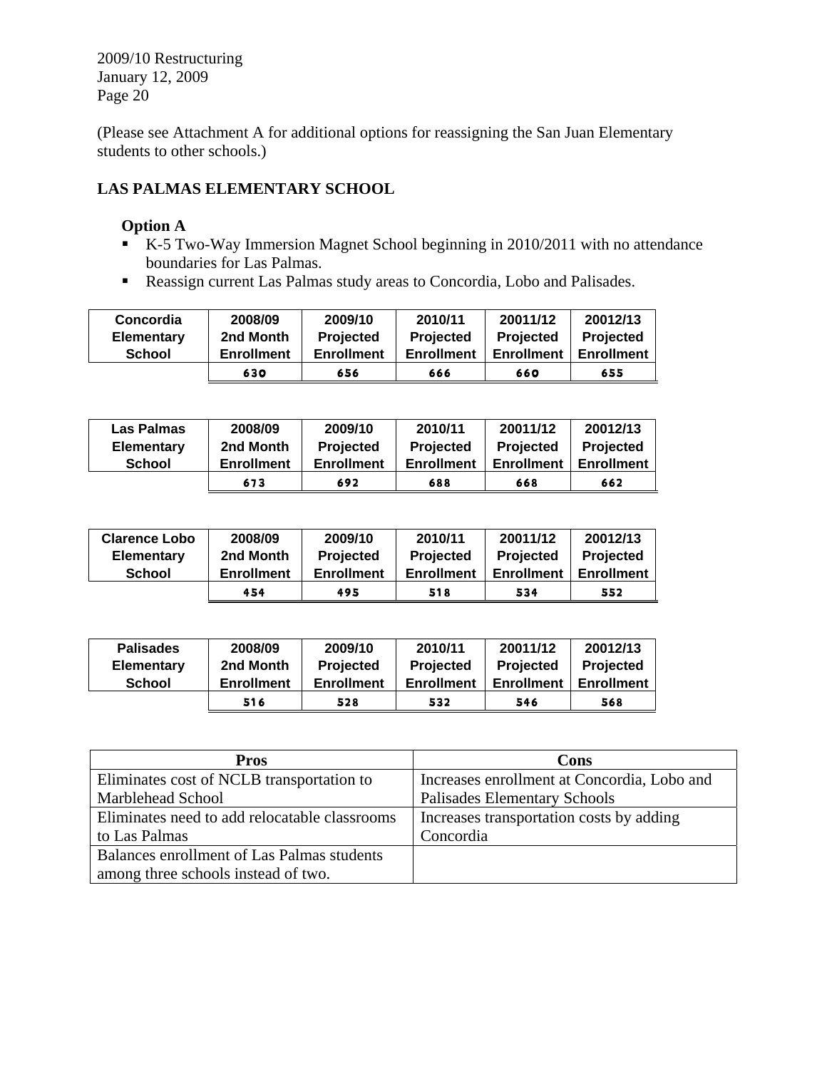(Please see Attachment A for additional options for reassigning the San Juan Elementary students to other schools.)

## LAS PALMAS ELEMENTARY SCHOOL

### Option A

- K-5 Two-Way Immersion Magnet School beginning in 2010/2011 with no attendance boundaries for Las Palmas.
- Reassign current Las Palmas study areas to Concordia, Lobo and Palisades.

| Concordia Elementary School | 2008/09 2nd Month Enrollment | 2009/10 Projected Enrollment | 2010/11 Projected Enrollment | 20011/12 Projected Enrollment | 20012/13 Projected Enrollment |
|---|---|---|---|---|---|
| | 630 | 656 | 666 | 660 | 655 |

| Las Palmas Elementary School | 2008/09 2nd Month Enrollment | 2009/10 Projected Enrollment | 2010/11 Projected Enrollment | 20011/12 Projected Enrollment | 20012/13 Projected Enrollment |
|---|---|---|---|---|---|
| | 673 | 692 | 688 | 668 | 662 |

| Clarence Lobo Elementary School | 2008/09 2nd Month Enrollment | 2009/10 Projected Enrollment | 2010/11 Projected Enrollment | 20011/12 Projected Enrollment | 20012/13 Projected Enrollment |
|---|---|---|---|---|---|
| | 454 | 495 | 518 | 534 | 552 |

| Palisades Elementary School | 2008/09 2nd Month Enrollment | 2009/10 Projected Enrollment | 2010/11 Projected Enrollment | 20011/12 Projected Enrollment | 20012/13 Projected Enrollment |
|---|---|---|---|---|---|
| | 516 | 528 | 532 | 546 | 568 |

| Pros | Cons |
|---|---|
| Eliminates cost of NCLB transportation to Marblehead School | Increases enrollment at Concordia, Lobo and Palisades Elementary Schools |
| Eliminates need to add relocatable classrooms to Las Palmas | Increases transportation costs by adding Concordia |
| Balances enrollment of Las Palmas students among three schools instead of two. | |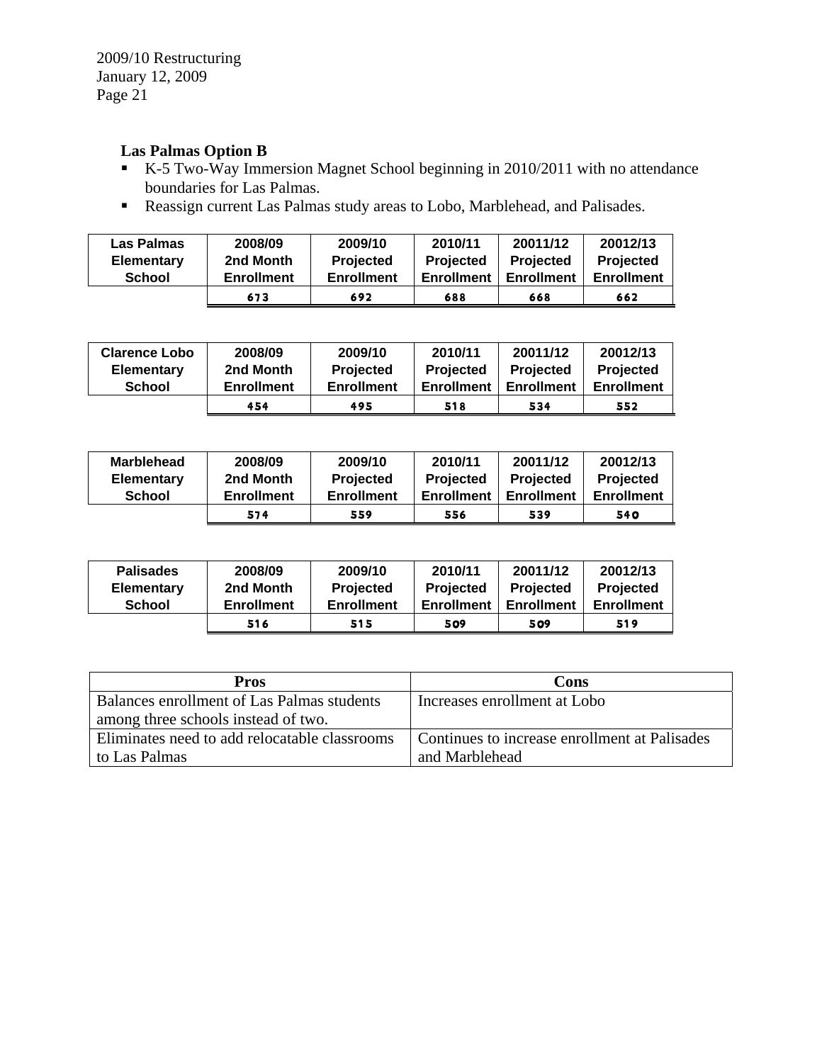**Las Palmas Option B**

- K-5 Two-Way Immersion Magnet School beginning in 2010/2011 with no attendance boundaries for Las Palmas.
- Reassign current Las Palmas study areas to Lobo, Marblehead, and Palisades.

| Las Palmas Elementary School | 2008/09 2nd Month Enrollment | 2009/10 Projected Enrollment | 2010/11 Projected Enrollment | 20011/12 Projected Enrollment | 20012/13 Projected Enrollment |
|---|---|---|---|---|---|
| | 673 | 692 | 688 | 668 | 662 |

| Clarence Lobo Elementary School | 2008/09 2nd Month Enrollment | 2009/10 Projected Enrollment | 2010/11 Projected Enrollment | 20011/12 Projected Enrollment | 20012/13 Projected Enrollment |
|---|---|---|---|---|---|
| | 454 | 495 | 518 | 534 | 552 |

| Marblehead Elementary School | 2008/09 2nd Month Enrollment | 2009/10 Projected Enrollment | 2010/11 Projected Enrollment | 20011/12 Projected Enrollment | 20012/13 Projected Enrollment |
|---|---|---|---|---|---|
| | 574 | 559 | 556 | 539 | 540 |

| Palisades Elementary School | 2008/09 2nd Month Enrollment | 2009/10 Projected Enrollment | 2010/11 Projected Enrollment | 20011/12 Projected Enrollment | 20012/13 Projected Enrollment |
|---|---|---|---|---|---|
| | 516 | 515 | 509 | 509 | 519 |

| Pros | Cons |
|---|---|
| Balances enrollment of Las Palmas students among three schools instead of two. | Increases enrollment at Lobo |
| Eliminates need to add relocatable classrooms to Las Palmas | Continues to increase enrollment at Palisades and Marblehead |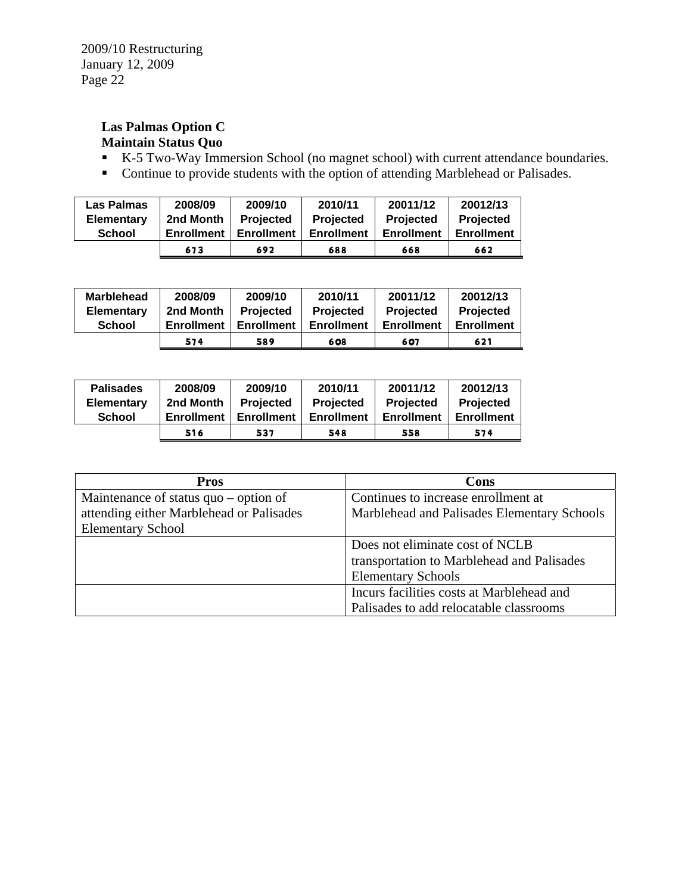**Las Palmas Option C**
**Maintain Status Quo**

- K-5 Two-Way Immersion School (no magnet school) with current attendance boundaries.
- Continue to provide students with the option of attending Marblehead or Palisades.

| Las Palmas Elementary School | 2008/09 2nd Month Enrollment | 2009/10 Projected Enrollment | 2010/11 Projected Enrollment | 20011/12 Projected Enrollment | 20012/13 Projected Enrollment |
|---|---|---|---|---|---|
| | 673 | 692 | 688 | 668 | 662 |

| Marblehead Elementary School | 2008/09 2nd Month Enrollment | 2009/10 Projected Enrollment | 2010/11 Projected Enrollment | 20011/12 Projected Enrollment | 20012/13 Projected Enrollment |
|---|---|---|---|---|---|
| | 574 | 589 | 608 | 607 | 621 |

| Palisades Elementary School | 2008/09 2nd Month Enrollment | 2009/10 Projected Enrollment | 2010/11 Projected Enrollment | 20011/12 Projected Enrollment | 20012/13 Projected Enrollment |
|---|---|---|---|---|---|
| | 516 | 537 | 548 | 558 | 574 |

| Pros | Cons |
|---|---|
| Maintenance of status quo – option of attending either Marblehead or Palisades Elementary School | Continues to increase enrollment at Marblehead and Palisades Elementary Schools |
| | Does not eliminate cost of NCLB transportation to Marblehead and Palisades Elementary Schools |
| | Incurs facilities costs at Marblehead and Palisades to add relocatable classrooms |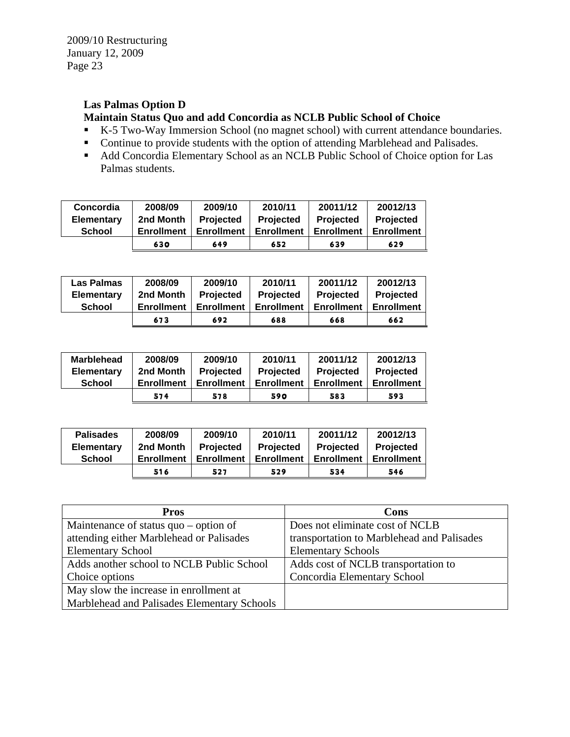**Las Palmas Option D**

**Maintain Status Quo and add Concordia as NCLB Public School of Choice**

- K-5 Two-Way Immersion School (no magnet school) with current attendance boundaries.
- Continue to provide students with the option of attending Marblehead and Palisades.
- Add Concordia Elementary School as an NCLB Public School of Choice option for Las Palmas students.

| Concordia Elementary School | 2008/09 2nd Month Enrollment | 2009/10 Projected Enrollment | 2010/11 Projected Enrollment | 20011/12 Projected Enrollment | 20012/13 Projected Enrollment |
|---|---|---|---|---|---|
| | 630 | 649 | 652 | 639 | 629 |

| Las Palmas Elementary School | 2008/09 2nd Month Enrollment | 2009/10 Projected Enrollment | 2010/11 Projected Enrollment | 20011/12 Projected Enrollment | 20012/13 Projected Enrollment |
|---|---|---|---|---|---|
| | 673 | 692 | 688 | 668 | 662 |

| Marblehead Elementary School | 2008/09 2nd Month Enrollment | 2009/10 Projected Enrollment | 2010/11 Projected Enrollment | 20011/12 Projected Enrollment | 20012/13 Projected Enrollment |
|---|---|---|---|---|---|
| | 574 | 578 | 590 | 583 | 593 |

| Palisades Elementary School | 2008/09 2nd Month Enrollment | 2009/10 Projected Enrollment | 2010/11 Projected Enrollment | 20011/12 Projected Enrollment | 20012/13 Projected Enrollment |
|---|---|---|---|---|---|
| | 516 | 527 | 529 | 534 | 546 |

| Pros | Cons |
|---|---|
| Maintenance of status quo – option of attending either Marblehead or Palisades Elementary School | Does not eliminate cost of NCLB transportation to Marblehead and Palisades Elementary Schools |
| Adds another school to NCLB Public School Choice options | Adds cost of NCLB transportation to Concordia Elementary School |
| May slow the increase in enrollment at Marblehead and Palisades Elementary Schools | |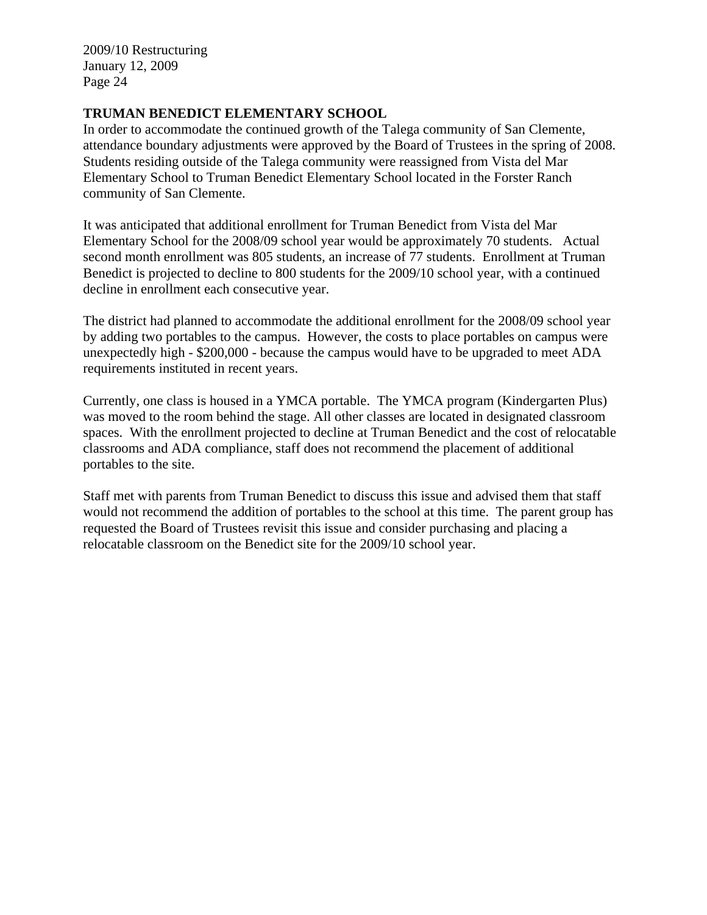## TRUMAN BENEDICT ELEMENTARY SCHOOL

In order to accommodate the continued growth of the Talega community of San Clemente, attendance boundary adjustments were approved by the Board of Trustees in the spring of 2008. Students residing outside of the Talega community were reassigned from Vista del Mar Elementary School to Truman Benedict Elementary School located in the Forster Ranch community of San Clemente.

It was anticipated that additional enrollment for Truman Benedict from Vista del Mar Elementary School for the 2008/09 school year would be approximately 70 students. Actual second month enrollment was 805 students, an increase of 77 students. Enrollment at Truman Benedict is projected to decline to 800 students for the 2009/10 school year, with a continued decline in enrollment each consecutive year.

The district had planned to accommodate the additional enrollment for the 2008/09 school year by adding two portables to the campus. However, the costs to place portables on campus were unexpectedly high - $200,000 - because the campus would have to be upgraded to meet ADA requirements instituted in recent years.

Currently, one class is housed in a YMCA portable. The YMCA program (Kindergarten Plus) was moved to the room behind the stage. All other classes are located in designated classroom spaces. With the enrollment projected to decline at Truman Benedict and the cost of relocatable classrooms and ADA compliance, staff does not recommend the placement of additional portables to the site.

Staff met with parents from Truman Benedict to discuss this issue and advised them that staff would not recommend the addition of portables to the school at this time. The parent group has requested the Board of Trustees revisit this issue and consider purchasing and placing a relocatable classroom on the Benedict site for the 2009/10 school year.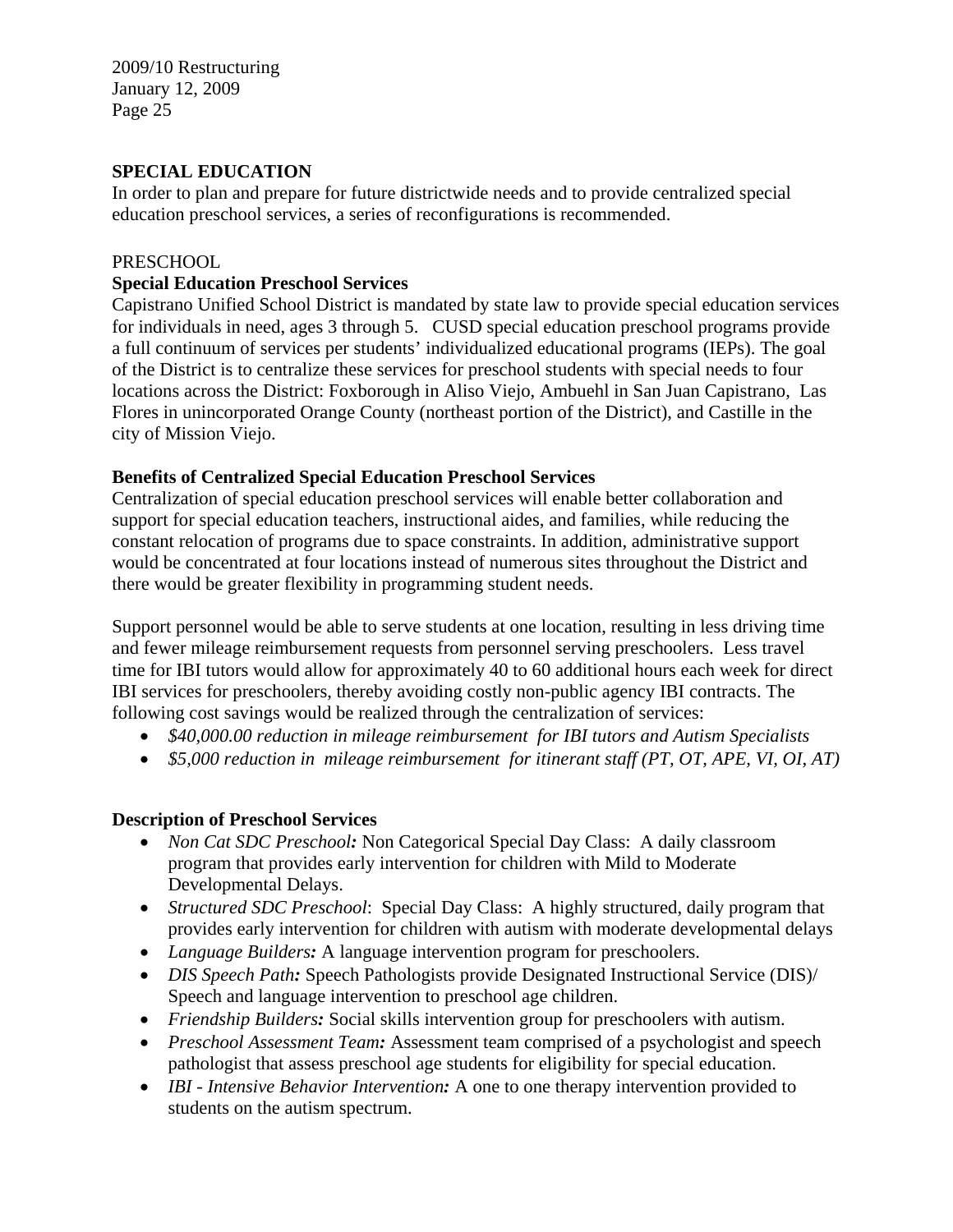## SPECIAL EDUCATION

In order to plan and prepare for future districtwide needs and to provide centralized special education preschool services, a series of reconfigurations is recommended.

PRESCHOOL

### Special Education Preschool Services

Capistrano Unified School District is mandated by state law to provide special education services for individuals in need, ages 3 through 5. CUSD special education preschool programs provide a full continuum of services per students' individualized educational programs (IEPs). The goal of the District is to centralize these services for preschool students with special needs to four locations across the District: Foxborough in Aliso Viejo, Ambuehl in San Juan Capistrano, Las Flores in unincorporated Orange County (northeast portion of the District), and Castille in the city of Mission Viejo.

### Benefits of Centralized Special Education Preschool Services

Centralization of special education preschool services will enable better collaboration and support for special education teachers, instructional aides, and families, while reducing the constant relocation of programs due to space constraints. In addition, administrative support would be concentrated at four locations instead of numerous sites throughout the District and there would be greater flexibility in programming student needs.

Support personnel would be able to serve students at one location, resulting in less driving time and fewer mileage reimbursement requests from personnel serving preschoolers. Less travel time for IBI tutors would allow for approximately 40 to 60 additional hours each week for direct IBI services for preschoolers, thereby avoiding costly non-public agency IBI contracts. The following cost savings would be realized through the centralization of services:

- *$40,000.00 reduction in mileage reimbursement for IBI tutors and Autism Specialists*
- *$5,000 reduction in mileage reimbursement for itinerant staff (PT, OT, APE, VI, OI, AT)*

### Description of Preschool Services

- ***Non Cat SDC Preschool:*** Non Categorical Special Day Class: A daily classroom program that provides early intervention for children with Mild to Moderate Developmental Delays.
- *Structured SDC Preschool*: Special Day Class: A highly structured, daily program that provides early intervention for children with autism with moderate developmental delays
- ***Language Builders:*** A language intervention program for preschoolers.
- ***DIS Speech Path:*** Speech Pathologists provide Designated Instructional Service (DIS)/ Speech and language intervention to preschool age children.
- ***Friendship Builders:*** Social skills intervention group for preschoolers with autism.
- ***Preschool Assessment Team:*** Assessment team comprised of a psychologist and speech pathologist that assess preschool age students for eligibility for special education.
- ***IBI - Intensive Behavior Intervention:*** A one to one therapy intervention provided to students on the autism spectrum.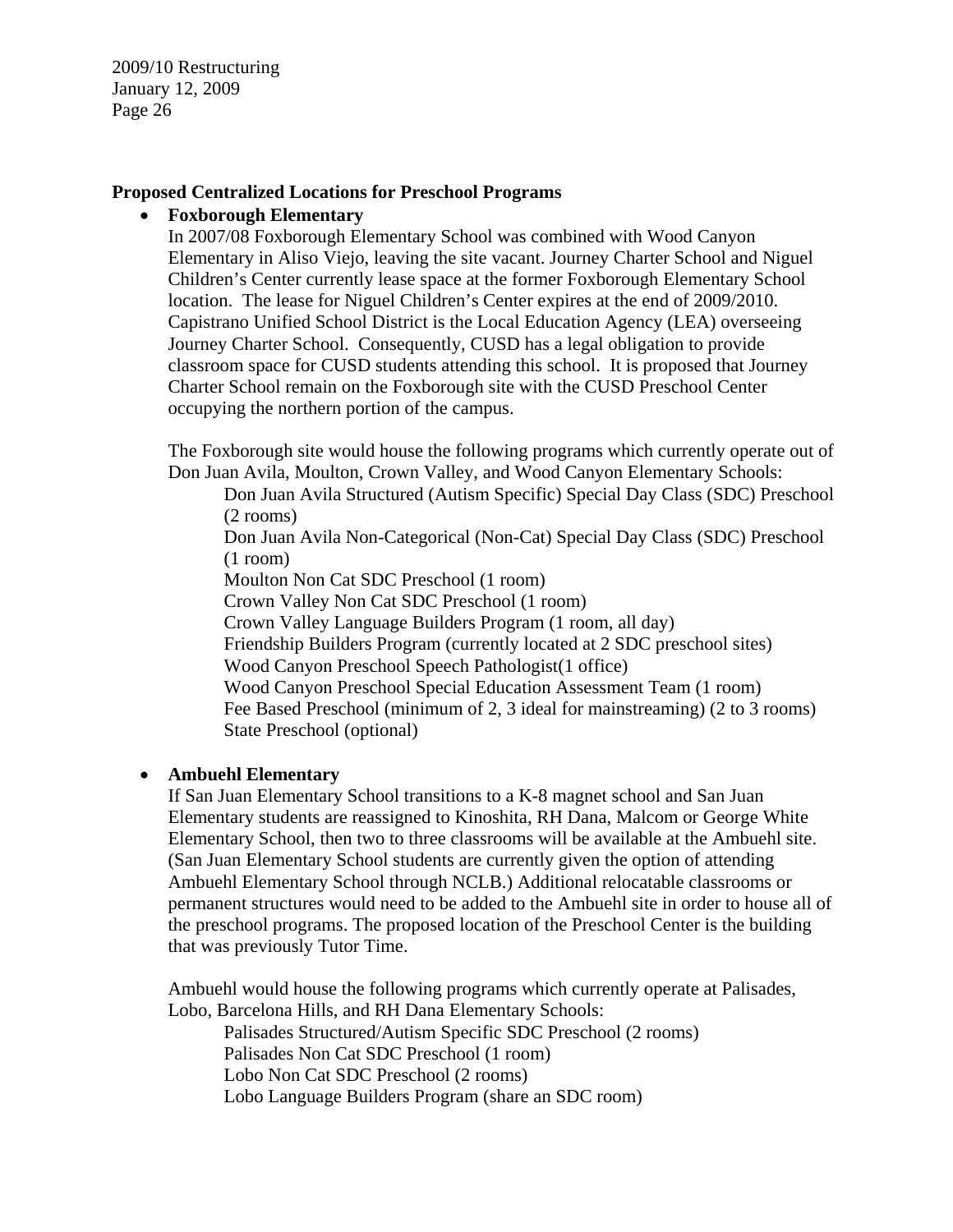**Proposed Centralized Locations for Preschool Programs**

- **Foxborough Elementary**

  In 2007/08 Foxborough Elementary School was combined with Wood Canyon Elementary in Aliso Viejo, leaving the site vacant. Journey Charter School and Niguel Children's Center currently lease space at the former Foxborough Elementary School location. The lease for Niguel Children's Center expires at the end of 2009/2010. Capistrano Unified School District is the Local Education Agency (LEA) overseeing Journey Charter School. Consequently, CUSD has a legal obligation to provide classroom space for CUSD students attending this school. It is proposed that Journey Charter School remain on the Foxborough site with the CUSD Preschool Center occupying the northern portion of the campus.

  The Foxborough site would house the following programs which currently operate out of Don Juan Avila, Moulton, Crown Valley, and Wood Canyon Elementary Schools:

  Don Juan Avila Structured (Autism Specific) Special Day Class (SDC) Preschool (2 rooms)
  Don Juan Avila Non-Categorical (Non-Cat) Special Day Class (SDC) Preschool (1 room)
  Moulton Non Cat SDC Preschool (1 room)
  Crown Valley Non Cat SDC Preschool (1 room)
  Crown Valley Language Builders Program (1 room, all day)
  Friendship Builders Program (currently located at 2 SDC preschool sites)
  Wood Canyon Preschool Speech Pathologist(1 office)
  Wood Canyon Preschool Special Education Assessment Team (1 room)
  Fee Based Preschool (minimum of 2, 3 ideal for mainstreaming) (2 to 3 rooms)
  State Preschool (optional)

- **Ambuehl Elementary**

  If San Juan Elementary School transitions to a K-8 magnet school and San Juan Elementary students are reassigned to Kinoshita, RH Dana, Malcom or George White Elementary School, then two to three classrooms will be available at the Ambuehl site. (San Juan Elementary School students are currently given the option of attending Ambuehl Elementary School through NCLB.) Additional relocatable classrooms or permanent structures would need to be added to the Ambuehl site in order to house all of the preschool programs. The proposed location of the Preschool Center is the building that was previously Tutor Time.

  Ambuehl would house the following programs which currently operate at Palisades, Lobo, Barcelona Hills, and RH Dana Elementary Schools:

  Palisades Structured/Autism Specific SDC Preschool (2 rooms)
  Palisades Non Cat SDC Preschool (1 room)
  Lobo Non Cat SDC Preschool (2 rooms)
  Lobo Language Builders Program (share an SDC room)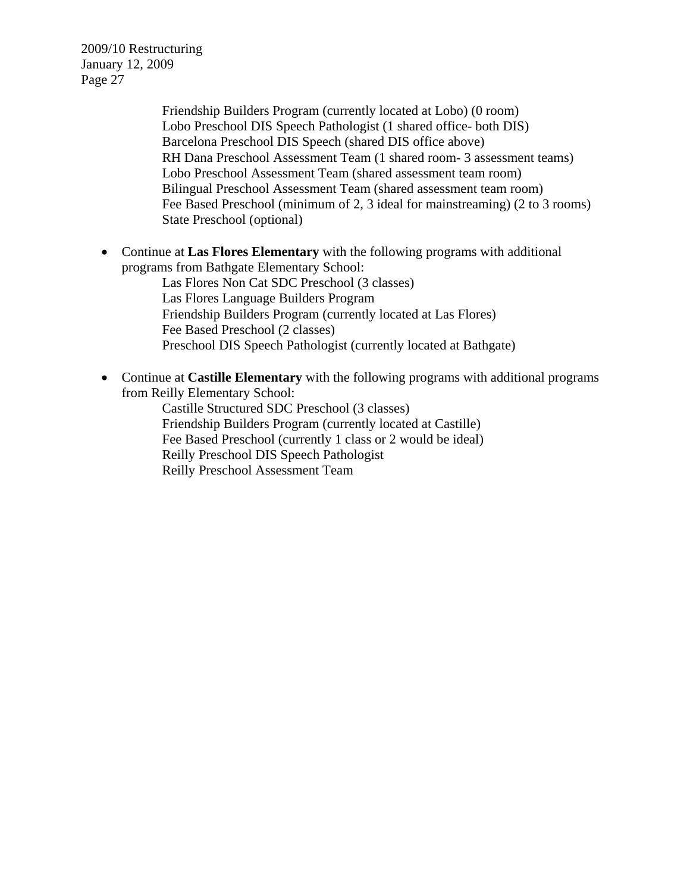Friendship Builders Program (currently located at Lobo) (0 room)
Lobo Preschool DIS Speech Pathologist (1 shared office- both DIS)
Barcelona Preschool DIS Speech (shared DIS office above)
RH Dana Preschool Assessment Team (1 shared room- 3 assessment teams)
Lobo Preschool Assessment Team (shared assessment team room)
Bilingual Preschool Assessment Team (shared assessment team room)
Fee Based Preschool (minimum of 2, 3 ideal for mainstreaming) (2 to 3 rooms)
State Preschool (optional)

- Continue at **Las Flores Elementary** with the following programs with additional programs from Bathgate Elementary School:
  - Las Flores Non Cat SDC Preschool (3 classes)
  - Las Flores Language Builders Program
  - Friendship Builders Program (currently located at Las Flores)
  - Fee Based Preschool (2 classes)
  - Preschool DIS Speech Pathologist (currently located at Bathgate)

- Continue at **Castille Elementary** with the following programs with additional programs from Reilly Elementary School:
  - Castille Structured SDC Preschool (3 classes)
  - Friendship Builders Program (currently located at Castille)
  - Fee Based Preschool (currently 1 class or 2 would be ideal)
  - Reilly Preschool DIS Speech Pathologist
  - Reilly Preschool Assessment Team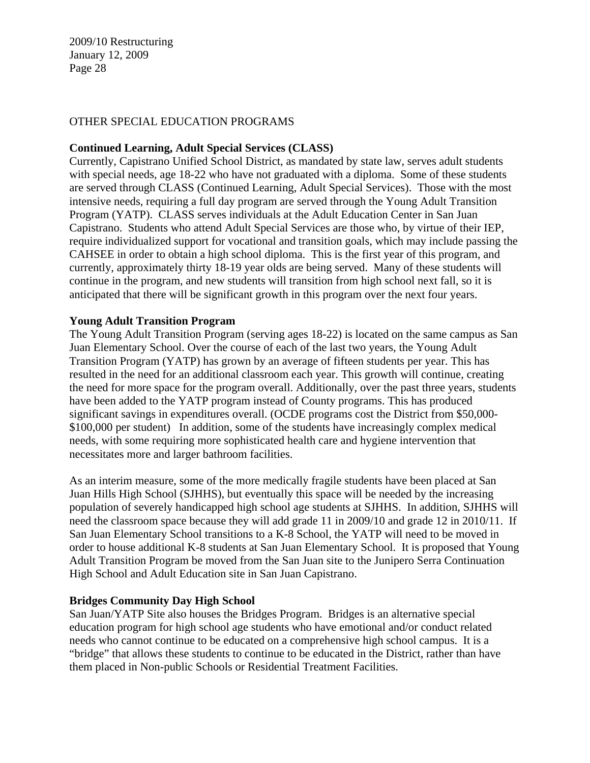## OTHER SPECIAL EDUCATION PROGRAMS

**Continued Learning, Adult Special Services (CLASS)**

Currently, Capistrano Unified School District, as mandated by state law, serves adult students with special needs, age 18-22 who have not graduated with a diploma. Some of these students are served through CLASS (Continued Learning, Adult Special Services). Those with the most intensive needs, requiring a full day program are served through the Young Adult Transition Program (YATP). CLASS serves individuals at the Adult Education Center in San Juan Capistrano. Students who attend Adult Special Services are those who, by virtue of their IEP, require individualized support for vocational and transition goals, which may include passing the CAHSEE in order to obtain a high school diploma. This is the first year of this program, and currently, approximately thirty 18-19 year olds are being served. Many of these students will continue in the program, and new students will transition from high school next fall, so it is anticipated that there will be significant growth in this program over the next four years.

**Young Adult Transition Program**

The Young Adult Transition Program (serving ages 18-22) is located on the same campus as San Juan Elementary School. Over the course of each of the last two years, the Young Adult Transition Program (YATP) has grown by an average of fifteen students per year. This has resulted in the need for an additional classroom each year. This growth will continue, creating the need for more space for the program overall. Additionally, over the past three years, students have been added to the YATP program instead of County programs. This has produced significant savings in expenditures overall. (OCDE programs cost the District from $50,000-$100,000 per student) In addition, some of the students have increasingly complex medical needs, with some requiring more sophisticated health care and hygiene intervention that necessitates more and larger bathroom facilities.

As an interim measure, some of the more medically fragile students have been placed at San Juan Hills High School (SJHHS), but eventually this space will be needed by the increasing population of severely handicapped high school age students at SJHHS. In addition, SJHHS will need the classroom space because they will add grade 11 in 2009/10 and grade 12 in 2010/11. If San Juan Elementary School transitions to a K-8 School, the YATP will need to be moved in order to house additional K-8 students at San Juan Elementary School. It is proposed that Young Adult Transition Program be moved from the San Juan site to the Junipero Serra Continuation High School and Adult Education site in San Juan Capistrano.

**Bridges Community Day High School**

San Juan/YATP Site also houses the Bridges Program. Bridges is an alternative special education program for high school age students who have emotional and/or conduct related needs who cannot continue to be educated on a comprehensive high school campus. It is a "bridge" that allows these students to continue to be educated in the District, rather than have them placed in Non-public Schools or Residential Treatment Facilities.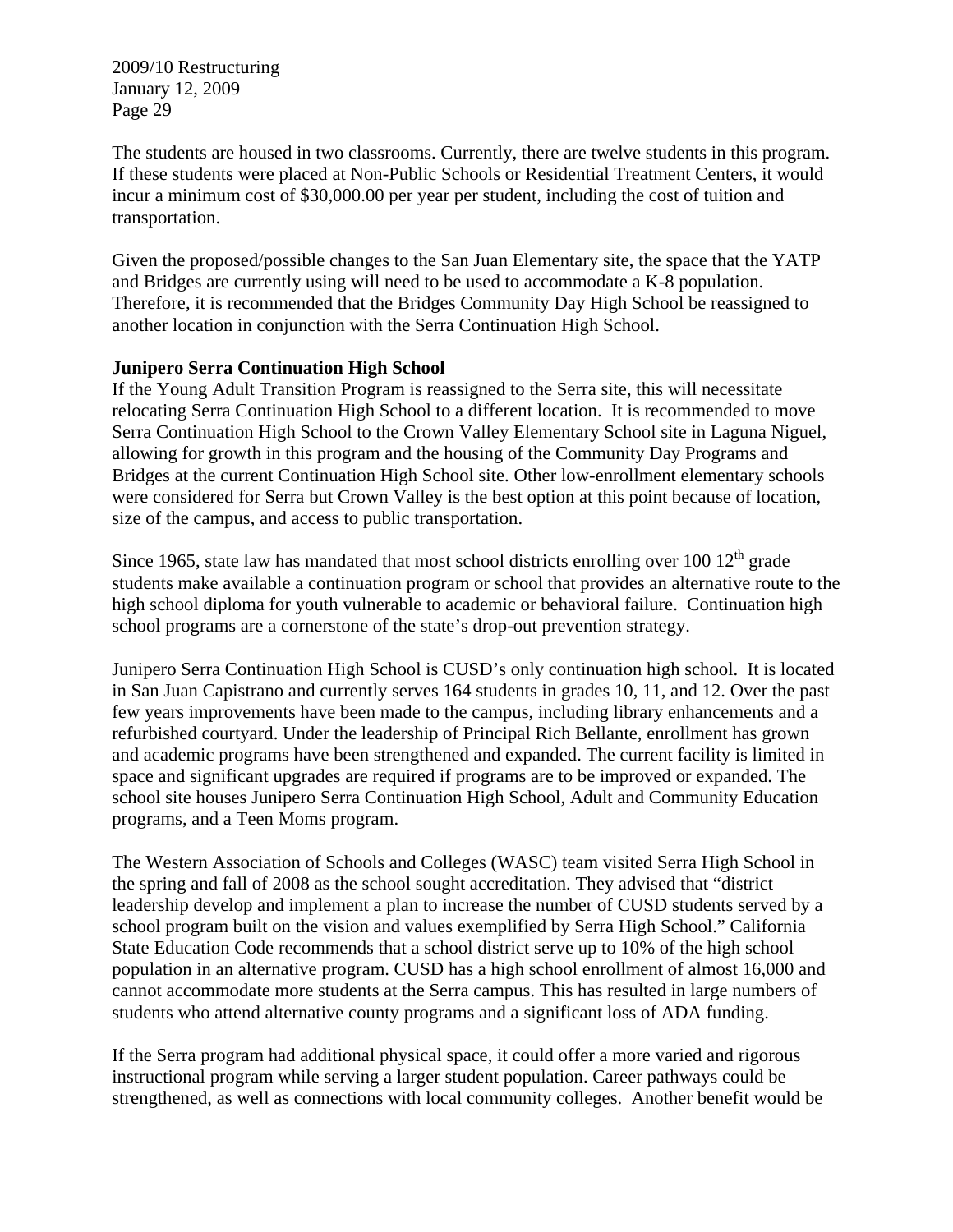The students are housed in two classrooms. Currently, there are twelve students in this program. If these students were placed at Non-Public Schools or Residential Treatment Centers, it would incur a minimum cost of $30,000.00 per year per student, including the cost of tuition and transportation.

Given the proposed/possible changes to the San Juan Elementary site, the space that the YATP and Bridges are currently using will need to be used to accommodate a K-8 population. Therefore, it is recommended that the Bridges Community Day High School be reassigned to another location in conjunction with the Serra Continuation High School.

**Junipero Serra Continuation High School**

If the Young Adult Transition Program is reassigned to the Serra site, this will necessitate relocating Serra Continuation High School to a different location. It is recommended to move Serra Continuation High School to the Crown Valley Elementary School site in Laguna Niguel, allowing for growth in this program and the housing of the Community Day Programs and Bridges at the current Continuation High School site. Other low-enrollment elementary schools were considered for Serra but Crown Valley is the best option at this point because of location, size of the campus, and access to public transportation.

Since 1965, state law has mandated that most school districts enrolling over 100 12th grade students make available a continuation program or school that provides an alternative route to the high school diploma for youth vulnerable to academic or behavioral failure. Continuation high school programs are a cornerstone of the state's drop-out prevention strategy.

Junipero Serra Continuation High School is CUSD's only continuation high school. It is located in San Juan Capistrano and currently serves 164 students in grades 10, 11, and 12. Over the past few years improvements have been made to the campus, including library enhancements and a refurbished courtyard. Under the leadership of Principal Rich Bellante, enrollment has grown and academic programs have been strengthened and expanded. The current facility is limited in space and significant upgrades are required if programs are to be improved or expanded. The school site houses Junipero Serra Continuation High School, Adult and Community Education programs, and a Teen Moms program.

The Western Association of Schools and Colleges (WASC) team visited Serra High School in the spring and fall of 2008 as the school sought accreditation. They advised that "district leadership develop and implement a plan to increase the number of CUSD students served by a school program built on the vision and values exemplified by Serra High School." California State Education Code recommends that a school district serve up to 10% of the high school population in an alternative program. CUSD has a high school enrollment of almost 16,000 and cannot accommodate more students at the Serra campus. This has resulted in large numbers of students who attend alternative county programs and a significant loss of ADA funding.

If the Serra program had additional physical space, it could offer a more varied and rigorous instructional program while serving a larger student population. Career pathways could be strengthened, as well as connections with local community colleges. Another benefit would be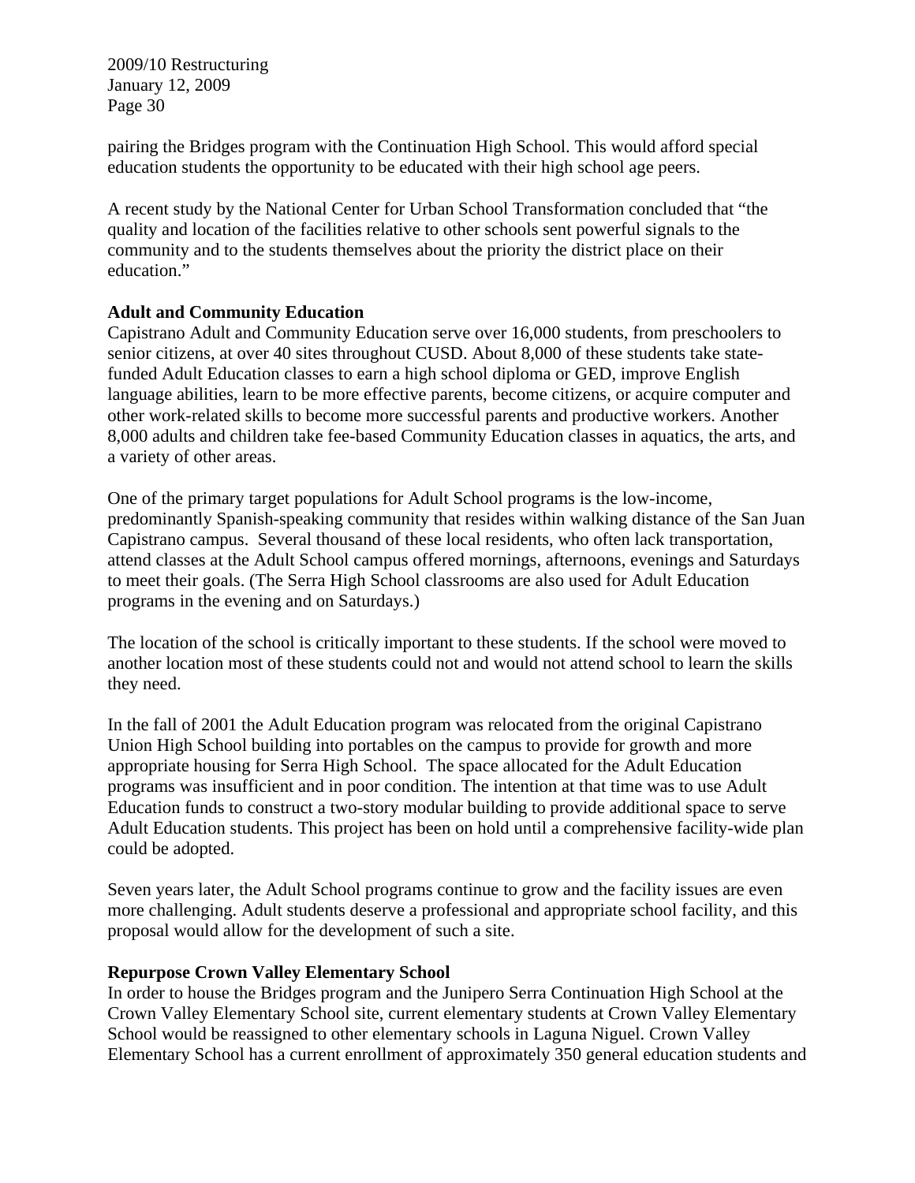pairing the Bridges program with the Continuation High School. This would afford special education students the opportunity to be educated with their high school age peers.

A recent study by the National Center for Urban School Transformation concluded that "the quality and location of the facilities relative to other schools sent powerful signals to the community and to the students themselves about the priority the district place on their education."

**Adult and Community Education**

Capistrano Adult and Community Education serve over 16,000 students, from preschoolers to senior citizens, at over 40 sites throughout CUSD. About 8,000 of these students take state-funded Adult Education classes to earn a high school diploma or GED, improve English language abilities, learn to be more effective parents, become citizens, or acquire computer and other work-related skills to become more successful parents and productive workers. Another 8,000 adults and children take fee-based Community Education classes in aquatics, the arts, and a variety of other areas.

One of the primary target populations for Adult School programs is the low-income, predominantly Spanish-speaking community that resides within walking distance of the San Juan Capistrano campus. Several thousand of these local residents, who often lack transportation, attend classes at the Adult School campus offered mornings, afternoons, evenings and Saturdays to meet their goals. (The Serra High School classrooms are also used for Adult Education programs in the evening and on Saturdays.)

The location of the school is critically important to these students. If the school were moved to another location most of these students could not and would not attend school to learn the skills they need.

In the fall of 2001 the Adult Education program was relocated from the original Capistrano Union High School building into portables on the campus to provide for growth and more appropriate housing for Serra High School. The space allocated for the Adult Education programs was insufficient and in poor condition. The intention at that time was to use Adult Education funds to construct a two-story modular building to provide additional space to serve Adult Education students. This project has been on hold until a comprehensive facility-wide plan could be adopted.

Seven years later, the Adult School programs continue to grow and the facility issues are even more challenging. Adult students deserve a professional and appropriate school facility, and this proposal would allow for the development of such a site.

**Repurpose Crown Valley Elementary School**

In order to house the Bridges program and the Junipero Serra Continuation High School at the Crown Valley Elementary School site, current elementary students at Crown Valley Elementary School would be reassigned to other elementary schools in Laguna Niguel. Crown Valley Elementary School has a current enrollment of approximately 350 general education students and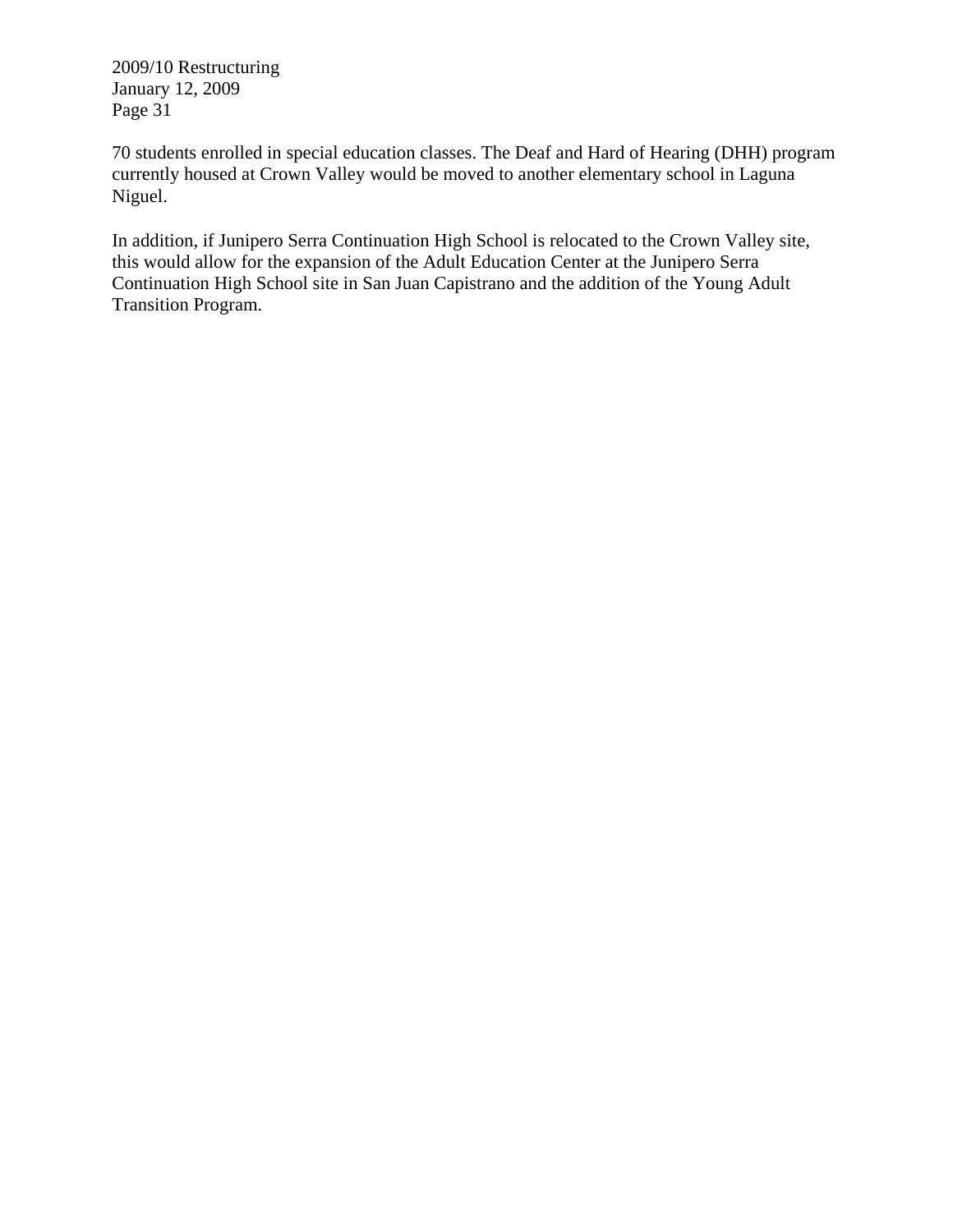70 students enrolled in special education classes. The Deaf and Hard of Hearing (DHH) program currently housed at Crown Valley would be moved to another elementary school in Laguna Niguel.

In addition, if Junipero Serra Continuation High School is relocated to the Crown Valley site, this would allow for the expansion of the Adult Education Center at the Junipero Serra Continuation High School site in San Juan Capistrano and the addition of the Young Adult Transition Program.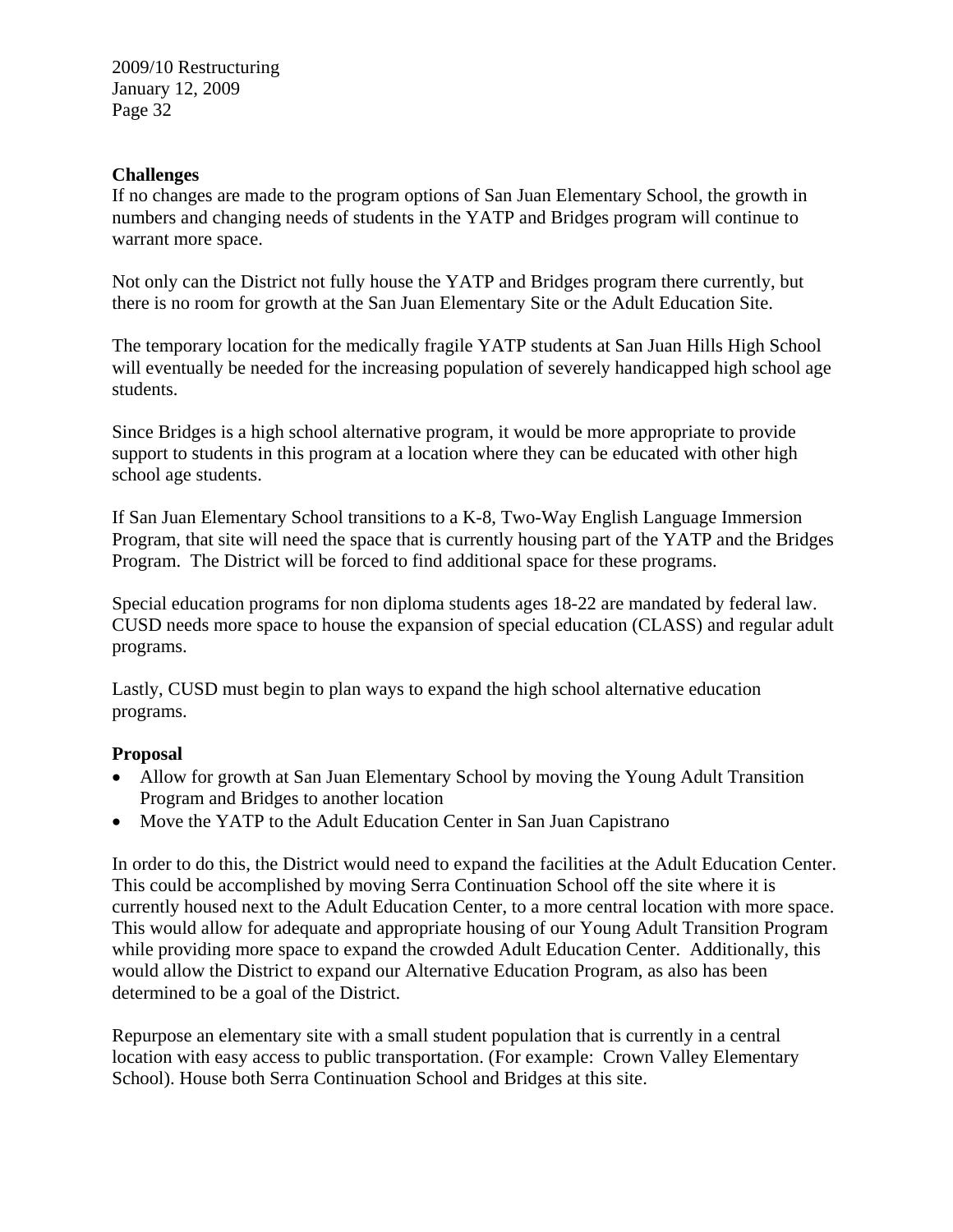**Challenges**

If no changes are made to the program options of San Juan Elementary School, the growth in numbers and changing needs of students in the YATP and Bridges program will continue to warrant more space.

Not only can the District not fully house the YATP and Bridges program there currently, but there is no room for growth at the San Juan Elementary Site or the Adult Education Site.

The temporary location for the medically fragile YATP students at San Juan Hills High School will eventually be needed for the increasing population of severely handicapped high school age students.

Since Bridges is a high school alternative program, it would be more appropriate to provide support to students in this program at a location where they can be educated with other high school age students.

If San Juan Elementary School transitions to a K-8, Two-Way English Language Immersion Program, that site will need the space that is currently housing part of the YATP and the Bridges Program. The District will be forced to find additional space for these programs.

Special education programs for non diploma students ages 18-22 are mandated by federal law. CUSD needs more space to house the expansion of special education (CLASS) and regular adult programs.

Lastly, CUSD must begin to plan ways to expand the high school alternative education programs.

**Proposal**

- Allow for growth at San Juan Elementary School by moving the Young Adult Transition Program and Bridges to another location
- Move the YATP to the Adult Education Center in San Juan Capistrano

In order to do this, the District would need to expand the facilities at the Adult Education Center. This could be accomplished by moving Serra Continuation School off the site where it is currently housed next to the Adult Education Center, to a more central location with more space. This would allow for adequate and appropriate housing of our Young Adult Transition Program while providing more space to expand the crowded Adult Education Center. Additionally, this would allow the District to expand our Alternative Education Program, as also has been determined to be a goal of the District.

Repurpose an elementary site with a small student population that is currently in a central location with easy access to public transportation. (For example: Crown Valley Elementary School). House both Serra Continuation School and Bridges at this site.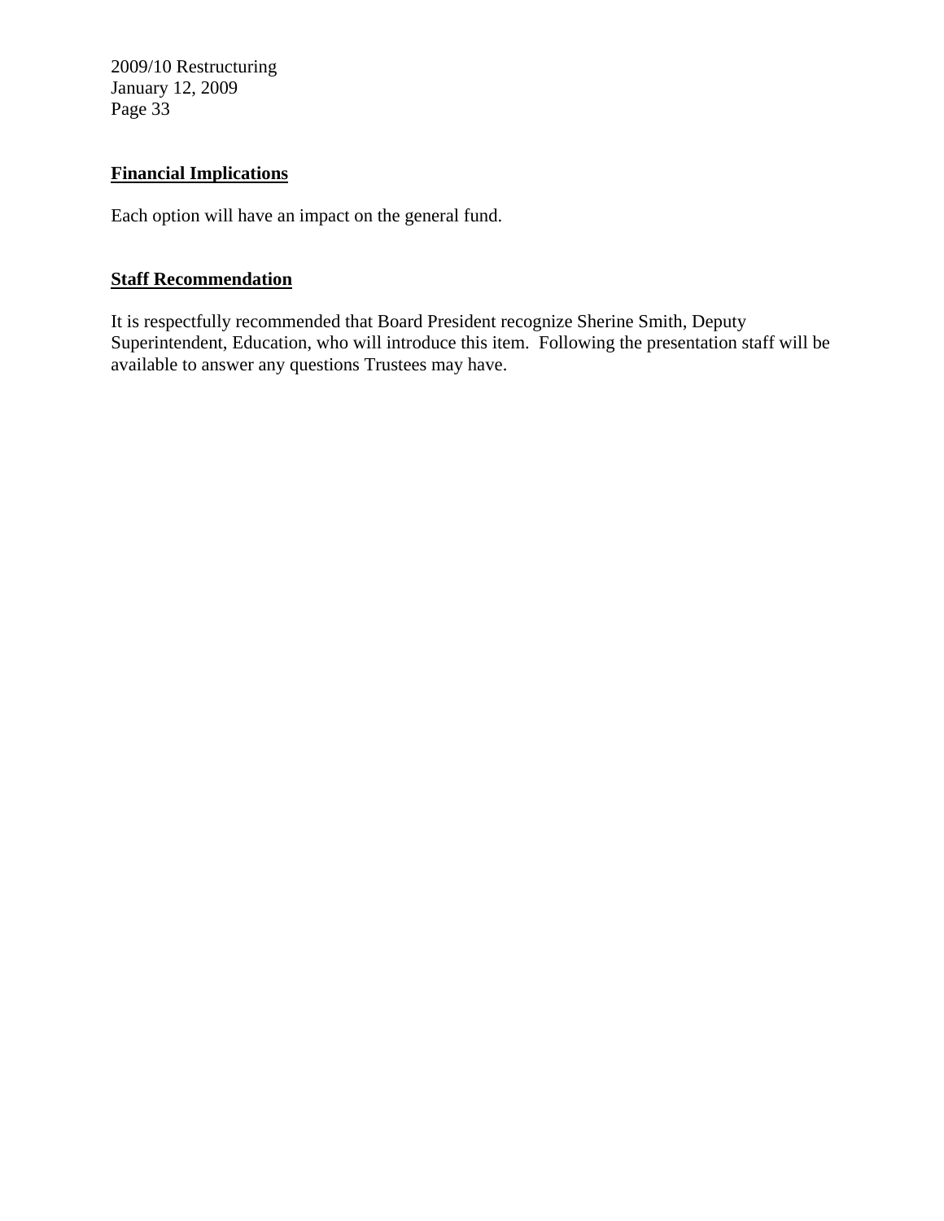**Financial Implications**

Each option will have an impact on the general fund.

**Staff Recommendation**

It is respectfully recommended that Board President recognize Sherine Smith, Deputy Superintendent, Education, who will introduce this item. Following the presentation staff will be available to answer any questions Trustees may have.